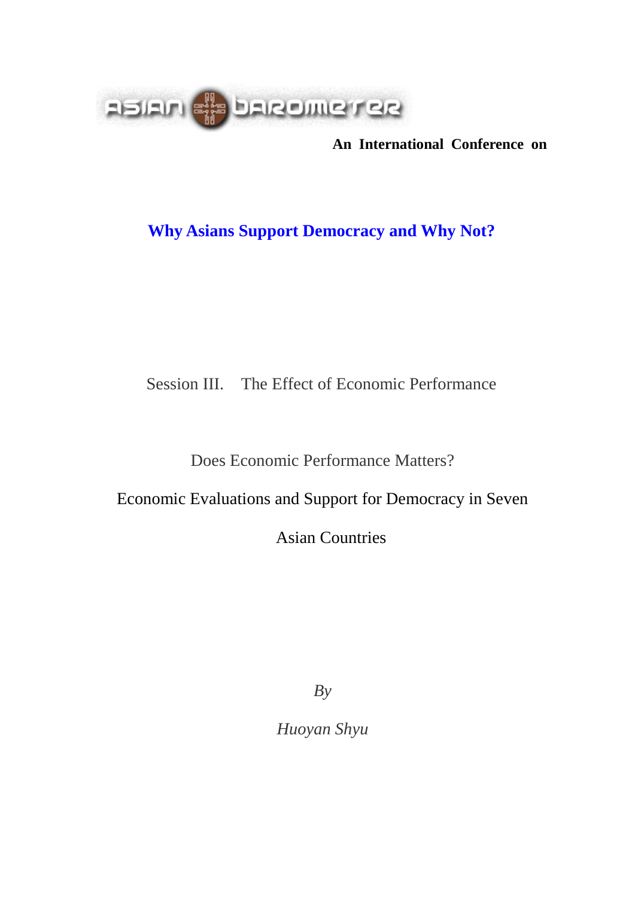ASIAN BAROMETER

**An International Conference on**

# Why Asians Support Democracy and Why Not?

Session III. The Effect of Economic Performance

## Does Economic Performance Matters?

## Economic Evaluations and Support for Democracy in Seven Asian Countries

*By*

*Huoyan Shyu*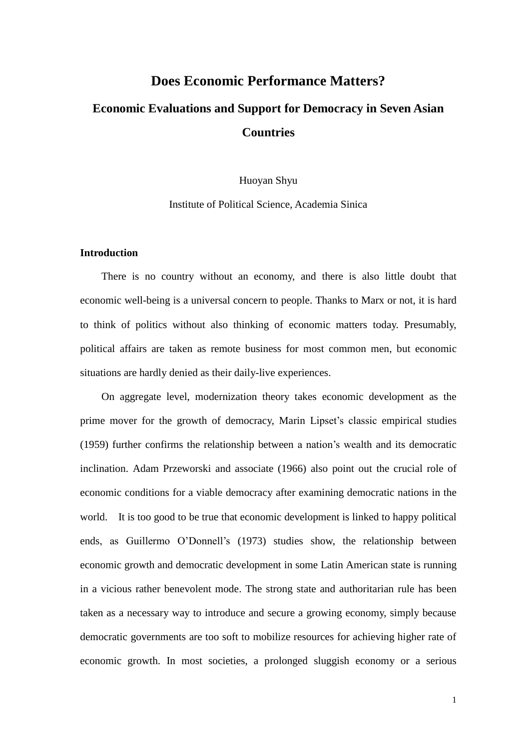# Does Economic Performance Matters?

## Economic Evaluations and Support for Democracy in Seven Asian Countries

Huoyan Shyu

Institute of Political Science, Academia Sinica

### Introduction

There is no country without an economy, and there is also little doubt that economic well-being is a universal concern to people. Thanks to Marx or not, it is hard to think of politics without also thinking of economic matters today. Presumably, political affairs are taken as remote business for most common men, but economic situations are hardly denied as their daily-live experiences.

On aggregate level, modernization theory takes economic development as the prime mover for the growth of democracy, Marin Lipset's classic empirical studies (1959) further confirms the relationship between a nation's wealth and its democratic inclination. Adam Przeworski and associate (1966) also point out the crucial role of economic conditions for a viable democracy after examining democratic nations in the world. It is too good to be true that economic development is linked to happy political ends, as Guillermo O'Donnell's (1973) studies show, the relationship between economic growth and democratic development in some Latin American state is running in a vicious rather benevolent mode. The strong state and authoritarian rule has been taken as a necessary way to introduce and secure a growing economy, simply because democratic governments are too soft to mobilize resources for achieving higher rate of economic growth. In most societies, a prolonged sluggish economy or a serious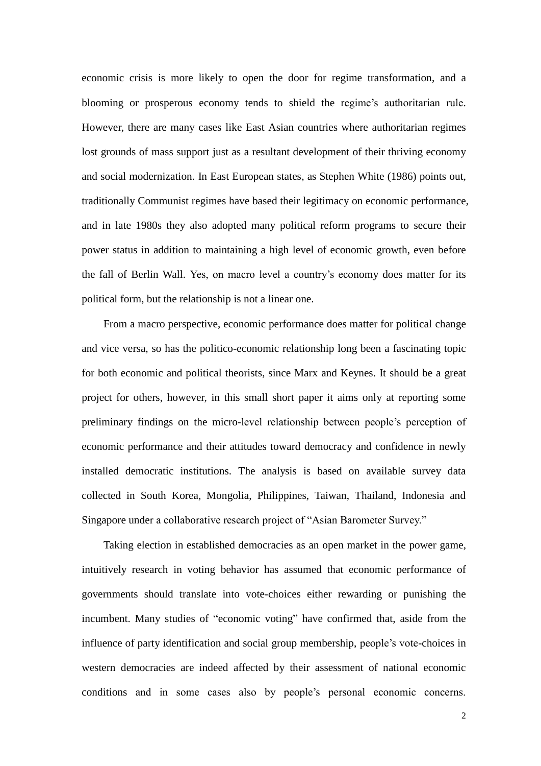economic crisis is more likely to open the door for regime transformation, and a blooming or prosperous economy tends to shield the regime's authoritarian rule. However, there are many cases like East Asian countries where authoritarian regimes lost grounds of mass support just as a resultant development of their thriving economy and social modernization. In East European states, as Stephen White (1986) points out, traditionally Communist regimes have based their legitimacy on economic performance, and in late 1980s they also adopted many political reform programs to secure their power status in addition to maintaining a high level of economic growth, even before the fall of Berlin Wall. Yes, on macro level a country's economy does matter for its political form, but the relationship is not a linear one.

From a macro perspective, economic performance does matter for political change and vice versa, so has the politico-economic relationship long been a fascinating topic for both economic and political theorists, since Marx and Keynes. It should be a great project for others, however, in this small short paper it aims only at reporting some preliminary findings on the micro-level relationship between people's perception of economic performance and their attitudes toward democracy and confidence in newly installed democratic institutions. The analysis is based on available survey data collected in South Korea, Mongolia, Philippines, Taiwan, Thailand, Indonesia and Singapore under a collaborative research project of "Asian Barometer Survey."

Taking election in established democracies as an open market in the power game, intuitively research in voting behavior has assumed that economic performance of governments should translate into vote-choices either rewarding or punishing the incumbent. Many studies of "economic voting" have confirmed that, aside from the influence of party identification and social group membership, people's vote-choices in western democracies are indeed affected by their assessment of national economic conditions and in some cases also by people's personal economic concerns.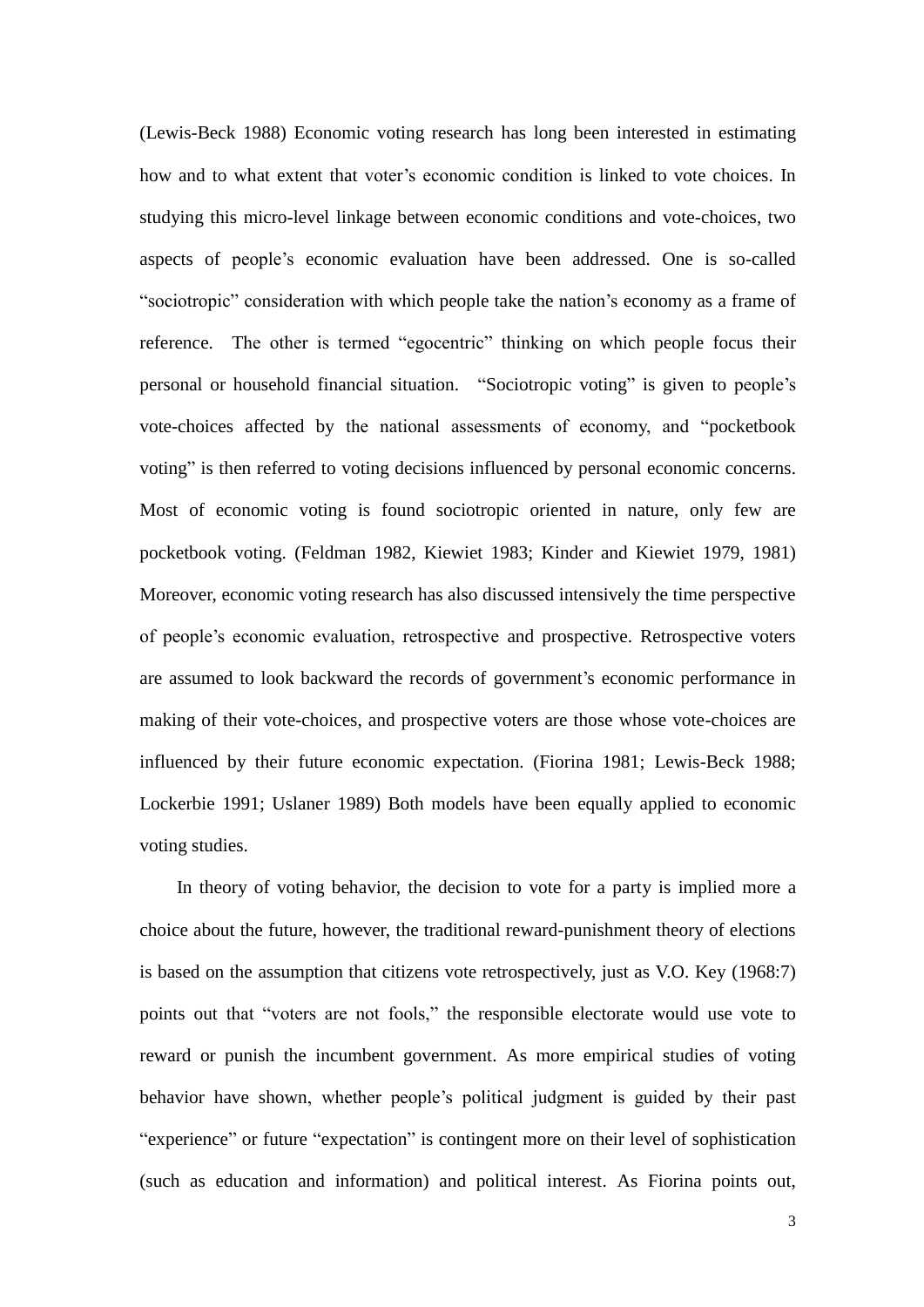(Lewis-Beck 1988) Economic voting research has long been interested in estimating how and to what extent that voter's economic condition is linked to vote choices. In studying this micro-level linkage between economic conditions and vote-choices, two aspects of people's economic evaluation have been addressed. One is so-called "sociotropic" consideration with which people take the nation's economy as a frame of reference. The other is termed "egocentric" thinking on which people focus their personal or household financial situation. "Sociotropic voting" is given to people's vote-choices affected by the national assessments of economy, and "pocketbook voting" is then referred to voting decisions influenced by personal economic concerns. Most of economic voting is found sociotropic oriented in nature, only few are pocketbook voting. (Feldman 1982, Kiewiet 1983; Kinder and Kiewiet 1979, 1981) Moreover, economic voting research has also discussed intensively the time perspective of people's economic evaluation, retrospective and prospective. Retrospective voters are assumed to look backward the records of government's economic performance in making of their vote-choices, and prospective voters are those whose vote-choices are influenced by their future economic expectation. (Fiorina 1981; Lewis-Beck 1988; Lockerbie 1991; Uslaner 1989) Both models have been equally applied to economic voting studies.

In theory of voting behavior, the decision to vote for a party is implied more a choice about the future, however, the traditional reward-punishment theory of elections is based on the assumption that citizens vote retrospectively, just as V.O. Key (1968:7) points out that "voters are not fools," the responsible electorate would use vote to reward or punish the incumbent government. As more empirical studies of voting behavior have shown, whether people's political judgment is guided by their past "experience" or future "expectation" is contingent more on their level of sophistication (such as education and information) and political interest. As Fiorina points out,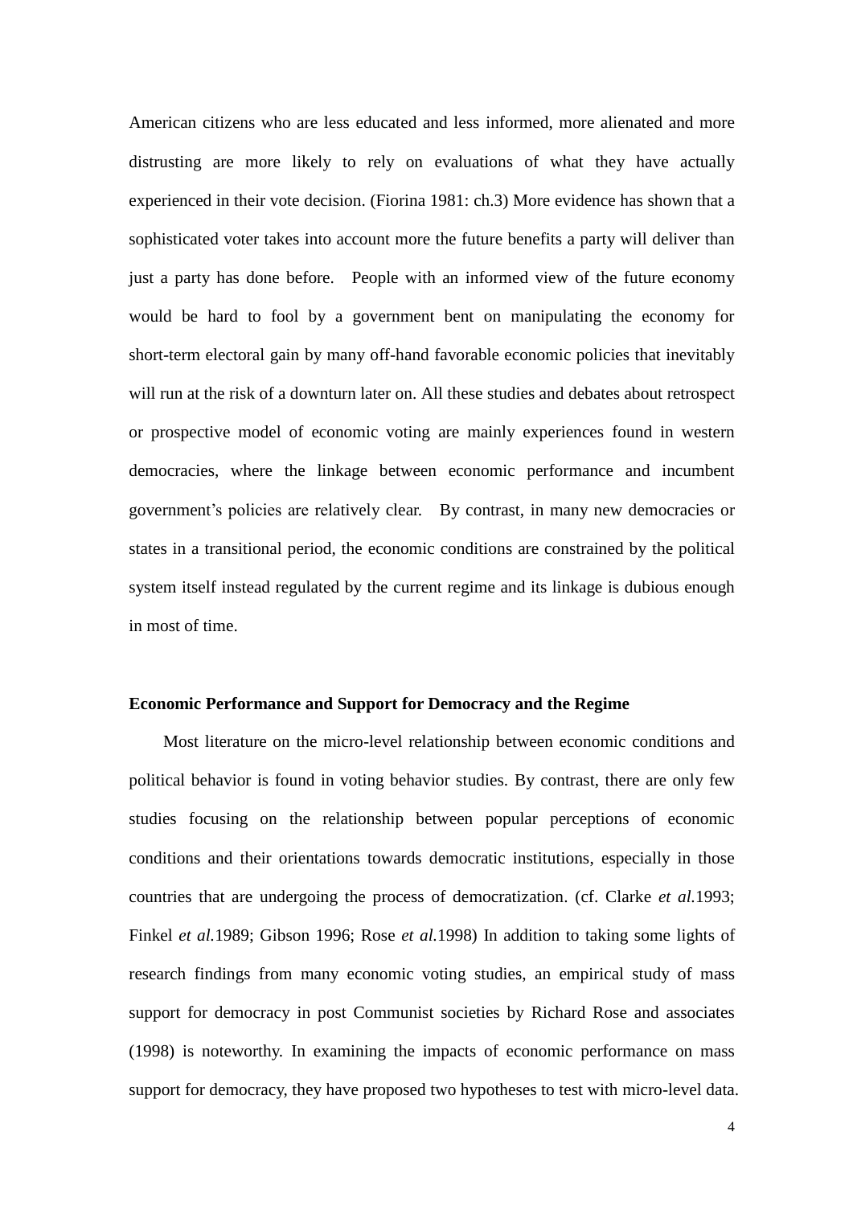American citizens who are less educated and less informed, more alienated and more distrusting are more likely to rely on evaluations of what they have actually experienced in their vote decision. (Fiorina 1981: ch.3) More evidence has shown that a sophisticated voter takes into account more the future benefits a party will deliver than just a party has done before. People with an informed view of the future economy would be hard to fool by a government bent on manipulating the economy for short-term electoral gain by many off-hand favorable economic policies that inevitably will run at the risk of a downturn later on. All these studies and debates about retrospect or prospective model of economic voting are mainly experiences found in western democracies, where the linkage between economic performance and incumbent government's policies are relatively clear. By contrast, in many new democracies or states in a transitional period, the economic conditions are constrained by the political system itself instead regulated by the current regime and its linkage is dubious enough in most of time.

**Economic Performance and Support for Democracy and the Regime**

Most literature on the micro-level relationship between economic conditions and political behavior is found in voting behavior studies. By contrast, there are only few studies focusing on the relationship between popular perceptions of economic conditions and their orientations towards democratic institutions, especially in those countries that are undergoing the process of democratization. (cf. Clarke *et al.*1993; Finkel *et al.*1989; Gibson 1996; Rose *et al.*1998) In addition to taking some lights of research findings from many economic voting studies, an empirical study of mass support for democracy in post Communist societies by Richard Rose and associates (1998) is noteworthy. In examining the impacts of economic performance on mass support for democracy, they have proposed two hypotheses to test with micro-level data.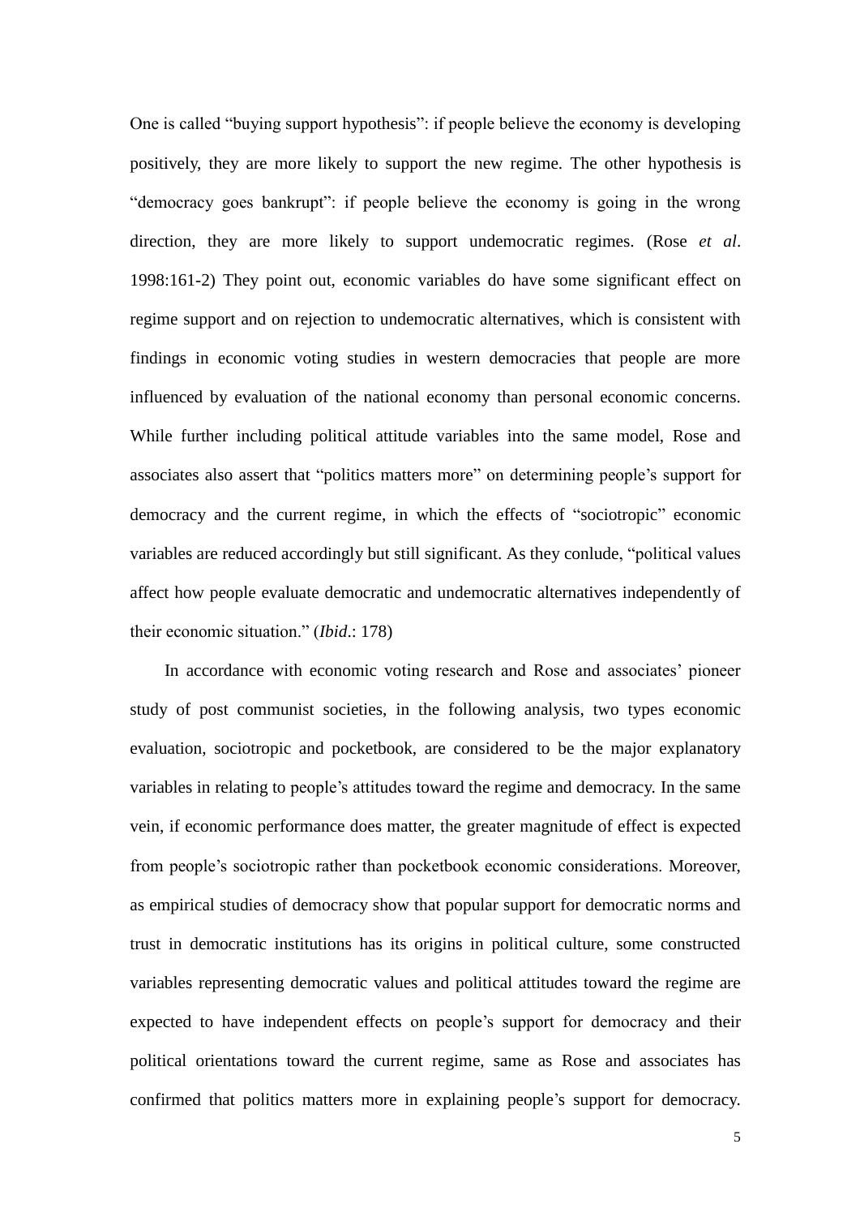One is called “buying support hypothesis”: if people believe the economy is developing positively, they are more likely to support the new regime. The other hypothesis is “democracy goes bankrupt”: if people believe the economy is going in the wrong direction, they are more likely to support undemocratic regimes. (Rose *et al*. 1998:161-2) They point out, economic variables do have some significant effect on regime support and on rejection to undemocratic alternatives, which is consistent with findings in economic voting studies in western democracies that people are more influenced by evaluation of the national economy than personal economic concerns. While further including political attitude variables into the same model, Rose and associates also assert that “politics matters more” on determining people’s support for democracy and the current regime, in which the effects of “sociotropic” economic variables are reduced accordingly but still significant. As they conlude, “political values affect how people evaluate democratic and undemocratic alternatives independently of their economic situation.” (*Ibid*.: 178)

In accordance with economic voting research and Rose and associates’ pioneer study of post communist societies, in the following analysis, two types economic evaluation, sociotropic and pocketbook, are considered to be the major explanatory variables in relating to people’s attitudes toward the regime and democracy. In the same vein, if economic performance does matter, the greater magnitude of effect is expected from people’s sociotropic rather than pocketbook economic considerations. Moreover, as empirical studies of democracy show that popular support for democratic norms and trust in democratic institutions has its origins in political culture, some constructed variables representing democratic values and political attitudes toward the regime are expected to have independent effects on people’s support for democracy and their political orientations toward the current regime, same as Rose and associates has confirmed that politics matters more in explaining people’s support for democracy.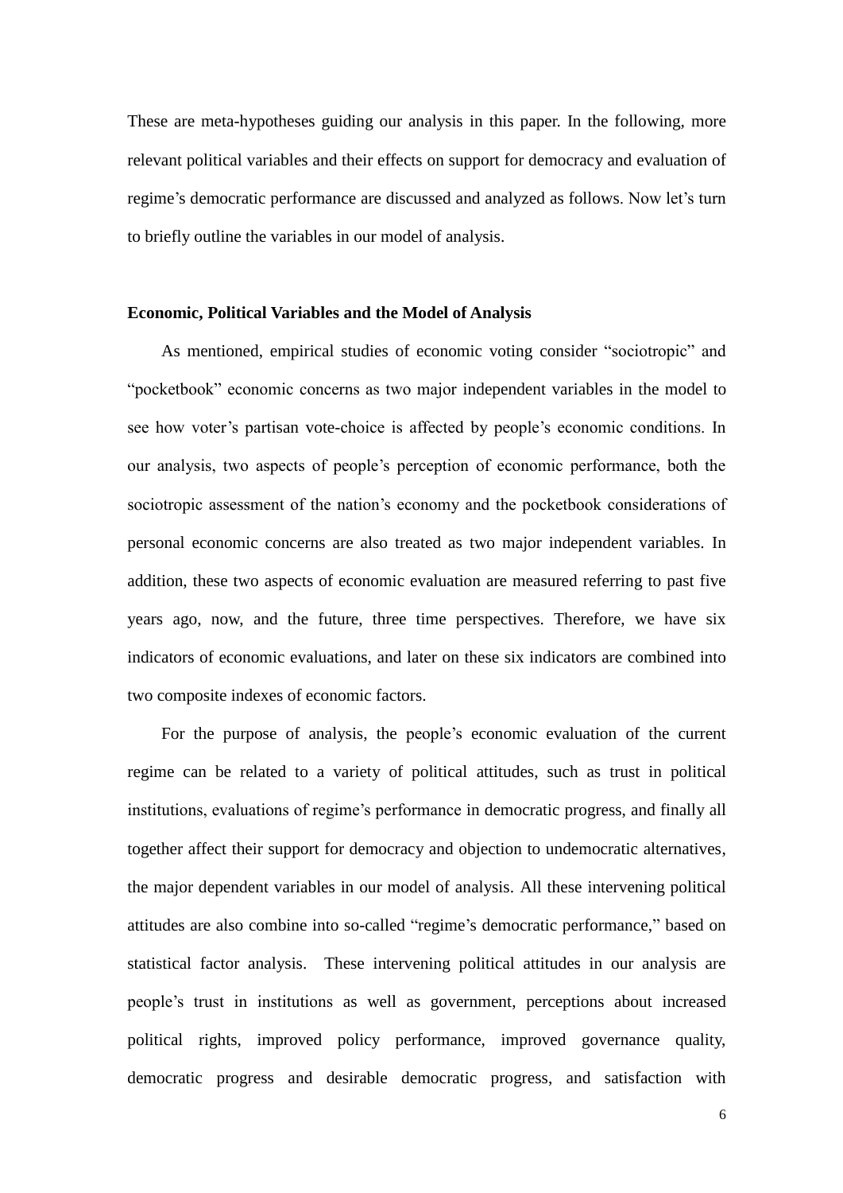These are meta-hypotheses guiding our analysis in this paper. In the following, more relevant political variables and their effects on support for democracy and evaluation of regime's democratic performance are discussed and analyzed as follows. Now let's turn to briefly outline the variables in our model of analysis.

**Economic, Political Variables and the Model of Analysis**

As mentioned, empirical studies of economic voting consider "sociotropic" and "pocketbook" economic concerns as two major independent variables in the model to see how voter's partisan vote-choice is affected by people's economic conditions. In our analysis, two aspects of people's perception of economic performance, both the sociotropic assessment of the nation's economy and the pocketbook considerations of personal economic concerns are also treated as two major independent variables. In addition, these two aspects of economic evaluation are measured referring to past five years ago, now, and the future, three time perspectives. Therefore, we have six indicators of economic evaluations, and later on these six indicators are combined into two composite indexes of economic factors.

For the purpose of analysis, the people's economic evaluation of the current regime can be related to a variety of political attitudes, such as trust in political institutions, evaluations of regime's performance in democratic progress, and finally all together affect their support for democracy and objection to undemocratic alternatives, the major dependent variables in our model of analysis. All these intervening political attitudes are also combine into so-called "regime's democratic performance," based on statistical factor analysis. These intervening political attitudes in our analysis are people's trust in institutions as well as government, perceptions about increased political rights, improved policy performance, improved governance quality, democratic progress and desirable democratic progress, and satisfaction with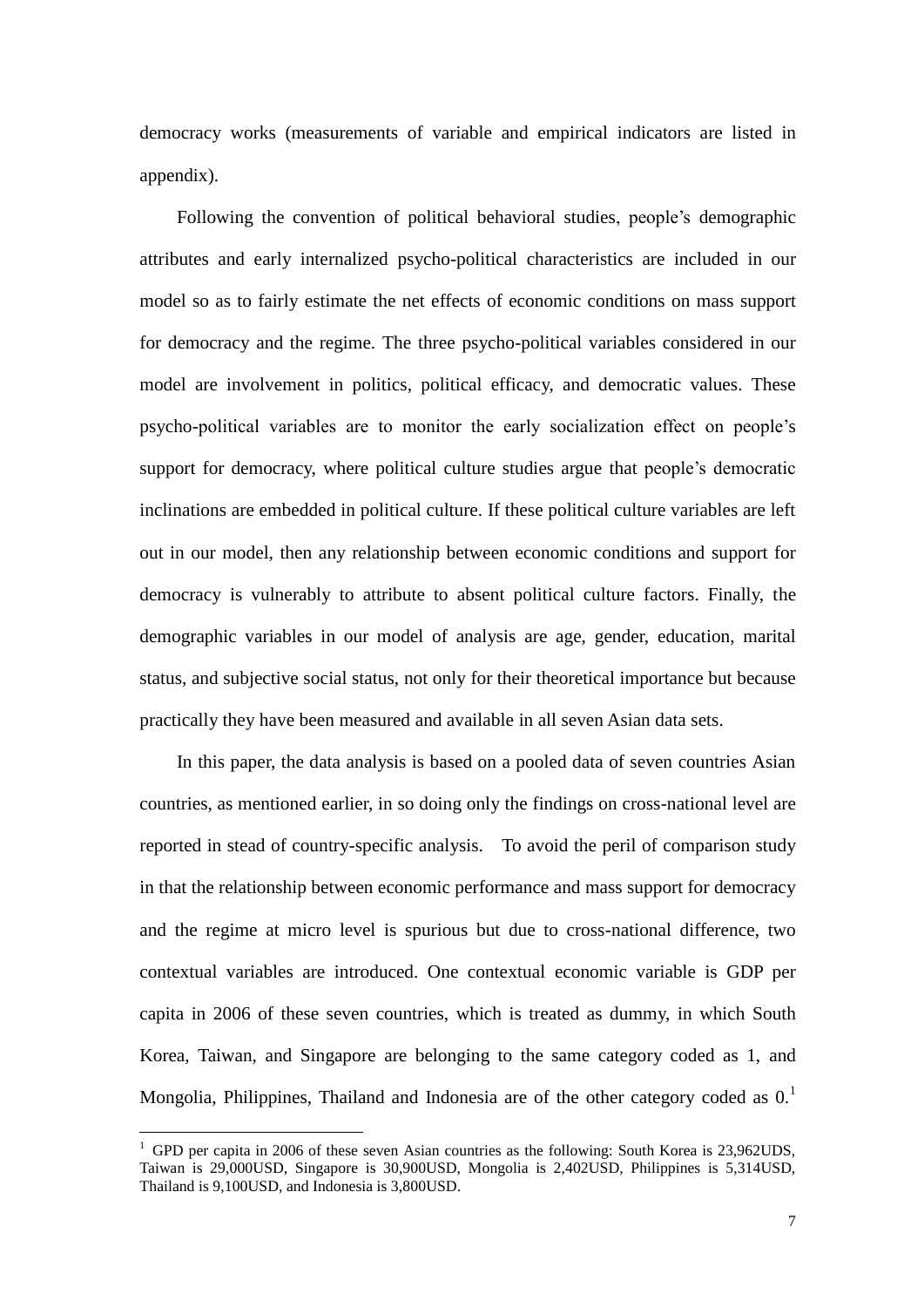democracy works (measurements of variable and empirical indicators are listed in appendix).

Following the convention of political behavioral studies, people's demographic attributes and early internalized psycho-political characteristics are included in our model so as to fairly estimate the net effects of economic conditions on mass support for democracy and the regime. The three psycho-political variables considered in our model are involvement in politics, political efficacy, and democratic values. These psycho-political variables are to monitor the early socialization effect on people's support for democracy, where political culture studies argue that people's democratic inclinations are embedded in political culture. If these political culture variables are left out in our model, then any relationship between economic conditions and support for democracy is vulnerably to attribute to absent political culture factors. Finally, the demographic variables in our model of analysis are age, gender, education, marital status, and subjective social status, not only for their theoretical importance but because practically they have been measured and available in all seven Asian data sets.

In this paper, the data analysis is based on a pooled data of seven countries Asian countries, as mentioned earlier, in so doing only the findings on cross-national level are reported in stead of country-specific analysis. To avoid the peril of comparison study in that the relationship between economic performance and mass support for democracy and the regime at micro level is spurious but due to cross-national difference, two contextual variables are introduced. One contextual economic variable is GDP per capita in 2006 of these seven countries, which is treated as dummy, in which South Korea, Taiwan, and Singapore are belonging to the same category coded as 1, and Mongolia, Philippines, Thailand and Indonesia are of the other category coded as 0.[1]

[1] GPD per capita in 2006 of these seven Asian countries as the following: South Korea is 23,962UDS, Taiwan is 29,000USD, Singapore is 30,900USD, Mongolia is 2,402USD, Philippines is 5,314USD, Thailand is 9,100USD, and Indonesia is 3,800USD.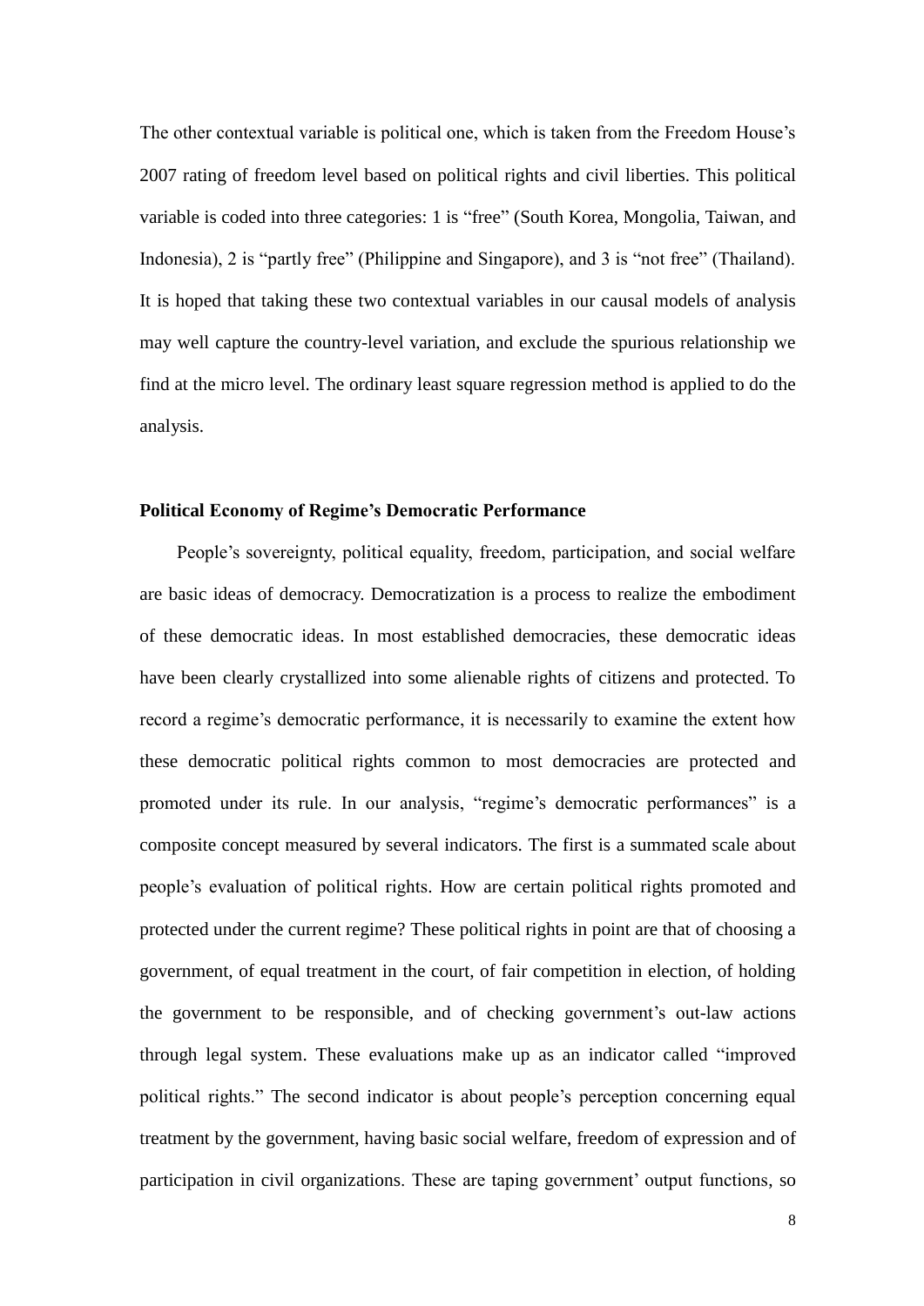The other contextual variable is political one, which is taken from the Freedom House's 2007 rating of freedom level based on political rights and civil liberties. This political variable is coded into three categories: 1 is "free" (South Korea, Mongolia, Taiwan, and Indonesia), 2 is "partly free" (Philippine and Singapore), and 3 is "not free" (Thailand). It is hoped that taking these two contextual variables in our causal models of analysis may well capture the country-level variation, and exclude the spurious relationship we find at the micro level. The ordinary least square regression method is applied to do the analysis.

**Political Economy of Regime's Democratic Performance**

People's sovereignty, political equality, freedom, participation, and social welfare are basic ideas of democracy. Democratization is a process to realize the embodiment of these democratic ideas. In most established democracies, these democratic ideas have been clearly crystallized into some alienable rights of citizens and protected. To record a regime's democratic performance, it is necessarily to examine the extent how these democratic political rights common to most democracies are protected and promoted under its rule. In our analysis, "regime's democratic performances" is a composite concept measured by several indicators. The first is a summated scale about people's evaluation of political rights. How are certain political rights promoted and protected under the current regime? These political rights in point are that of choosing a government, of equal treatment in the court, of fair competition in election, of holding the government to be responsible, and of checking government's out-law actions through legal system. These evaluations make up as an indicator called "improved political rights." The second indicator is about people's perception concerning equal treatment by the government, having basic social welfare, freedom of expression and of participation in civil organizations. These are taping government' output functions, so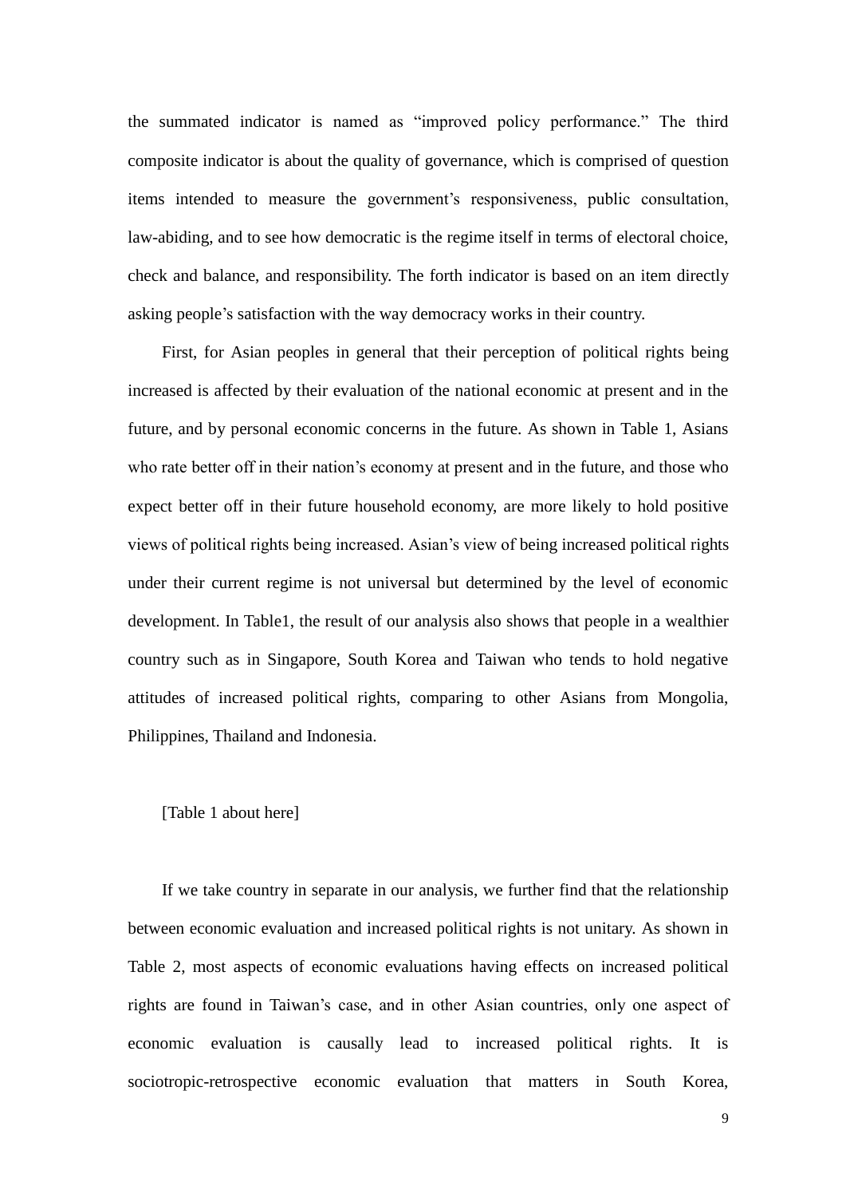the summated indicator is named as "improved policy performance." The third composite indicator is about the quality of governance, which is comprised of question items intended to measure the government's responsiveness, public consultation, law-abiding, and to see how democratic is the regime itself in terms of electoral choice, check and balance, and responsibility. The forth indicator is based on an item directly asking people's satisfaction with the way democracy works in their country.

First, for Asian peoples in general that their perception of political rights being increased is affected by their evaluation of the national economic at present and in the future, and by personal economic concerns in the future. As shown in Table 1, Asians who rate better off in their nation's economy at present and in the future, and those who expect better off in their future household economy, are more likely to hold positive views of political rights being increased. Asian's view of being increased political rights under their current regime is not universal but determined by the level of economic development. In Table1, the result of our analysis also shows that people in a wealthier country such as in Singapore, South Korea and Taiwan who tends to hold negative attitudes of increased political rights, comparing to other Asians from Mongolia, Philippines, Thailand and Indonesia.

[Table 1 about here]

If we take country in separate in our analysis, we further find that the relationship between economic evaluation and increased political rights is not unitary. As shown in Table 2, most aspects of economic evaluations having effects on increased political rights are found in Taiwan's case, and in other Asian countries, only one aspect of economic evaluation is causally lead to increased political rights. It is sociotropic-retrospective economic evaluation that matters in South Korea,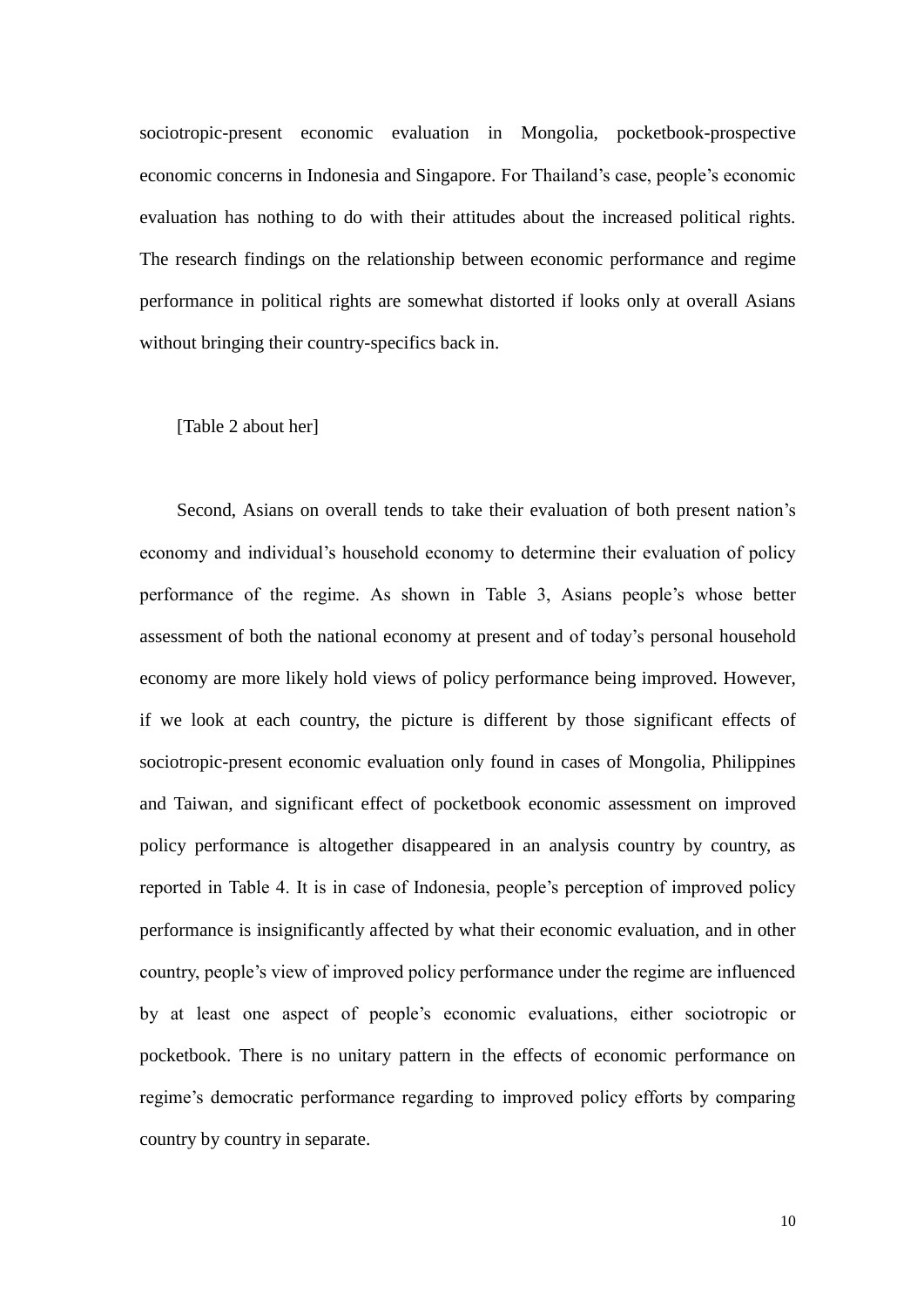sociotropic-present economic evaluation in Mongolia, pocketbook-prospective economic concerns in Indonesia and Singapore. For Thailand's case, people's economic evaluation has nothing to do with their attitudes about the increased political rights. The research findings on the relationship between economic performance and regime performance in political rights are somewhat distorted if looks only at overall Asians without bringing their country-specifics back in.

[Table 2 about her]

Second, Asians on overall tends to take their evaluation of both present nation's economy and individual's household economy to determine their evaluation of policy performance of the regime. As shown in Table 3, Asians people's whose better assessment of both the national economy at present and of today's personal household economy are more likely hold views of policy performance being improved. However, if we look at each country, the picture is different by those significant effects of sociotropic-present economic evaluation only found in cases of Mongolia, Philippines and Taiwan, and significant effect of pocketbook economic assessment on improved policy performance is altogether disappeared in an analysis country by country, as reported in Table 4. It is in case of Indonesia, people's perception of improved policy performance is insignificantly affected by what their economic evaluation, and in other country, people's view of improved policy performance under the regime are influenced by at least one aspect of people's economic evaluations, either sociotropic or pocketbook. There is no unitary pattern in the effects of economic performance on regime's democratic performance regarding to improved policy efforts by comparing country by country in separate.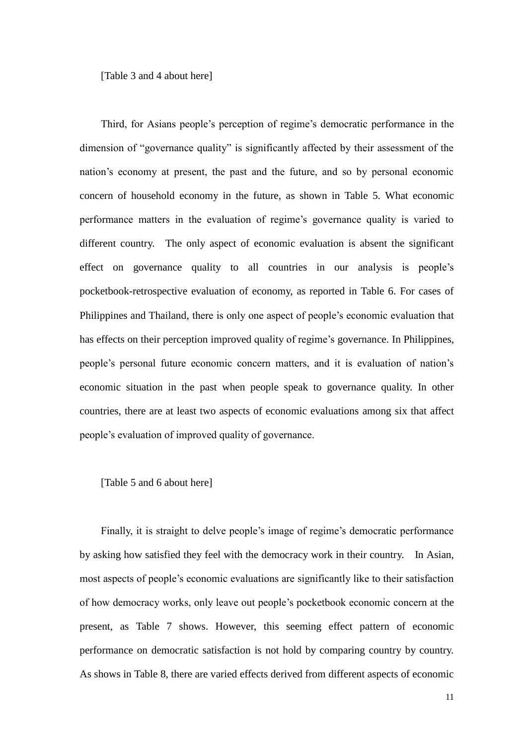[Table 3 and 4 about here]

Third, for Asians people's perception of regime's democratic performance in the dimension of "governance quality" is significantly affected by their assessment of the nation's economy at present, the past and the future, and so by personal economic concern of household economy in the future, as shown in Table 5. What economic performance matters in the evaluation of regime's governance quality is varied to different country. The only aspect of economic evaluation is absent the significant effect on governance quality to all countries in our analysis is people's pocketbook-retrospective evaluation of economy, as reported in Table 6. For cases of Philippines and Thailand, there is only one aspect of people's economic evaluation that has effects on their perception improved quality of regime's governance. In Philippines, people's personal future economic concern matters, and it is evaluation of nation's economic situation in the past when people speak to governance quality. In other countries, there are at least two aspects of economic evaluations among six that affect people's evaluation of improved quality of governance.

[Table 5 and 6 about here]

Finally, it is straight to delve people's image of regime's democratic performance by asking how satisfied they feel with the democracy work in their country. In Asian, most aspects of people's economic evaluations are significantly like to their satisfaction of how democracy works, only leave out people's pocketbook economic concern at the present, as Table 7 shows. However, this seeming effect pattern of economic performance on democratic satisfaction is not hold by comparing country by country. As shows in Table 8, there are varied effects derived from different aspects of economic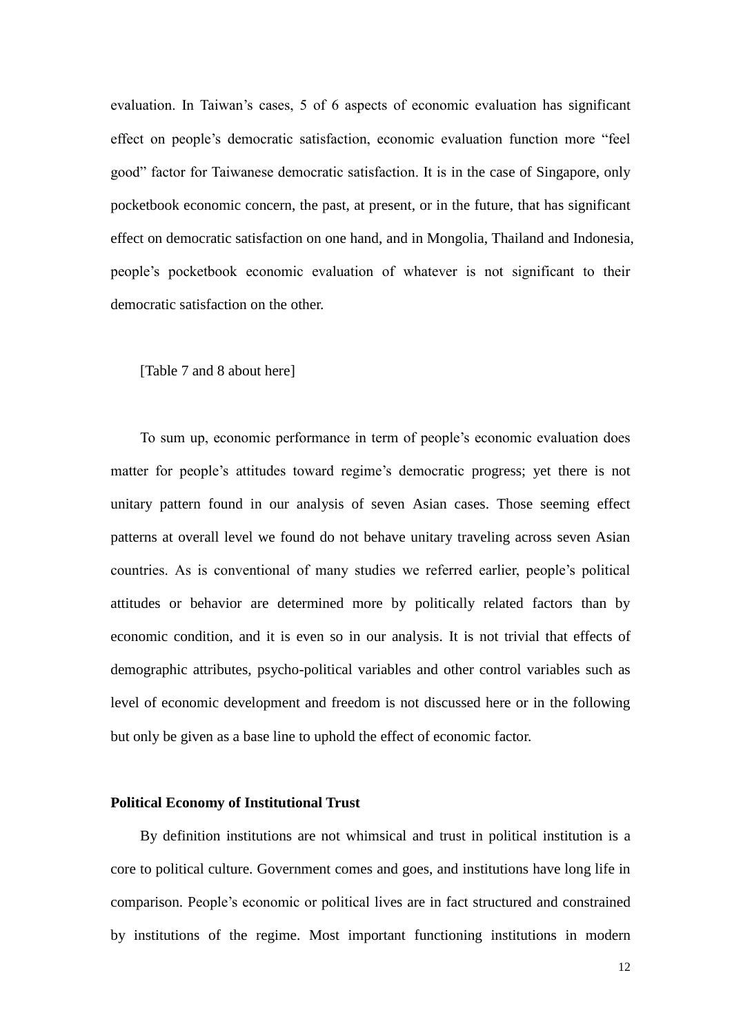evaluation. In Taiwan's cases, 5 of 6 aspects of economic evaluation has significant effect on people's democratic satisfaction, economic evaluation function more "feel good" factor for Taiwanese democratic satisfaction. It is in the case of Singapore, only pocketbook economic concern, the past, at present, or in the future, that has significant effect on democratic satisfaction on one hand, and in Mongolia, Thailand and Indonesia, people's pocketbook economic evaluation of whatever is not significant to their democratic satisfaction on the other.

[Table 7 and 8 about here]

To sum up, economic performance in term of people's economic evaluation does matter for people's attitudes toward regime's democratic progress; yet there is not unitary pattern found in our analysis of seven Asian cases. Those seeming effect patterns at overall level we found do not behave unitary traveling across seven Asian countries. As is conventional of many studies we referred earlier, people's political attitudes or behavior are determined more by politically related factors than by economic condition, and it is even so in our analysis. It is not trivial that effects of demographic attributes, psycho-political variables and other control variables such as level of economic development and freedom is not discussed here or in the following but only be given as a base line to uphold the effect of economic factor.

**Political Economy of Institutional Trust**

By definition institutions are not whimsical and trust in political institution is a core to political culture. Government comes and goes, and institutions have long life in comparison. People's economic or political lives are in fact structured and constrained by institutions of the regime. Most important functioning institutions in modern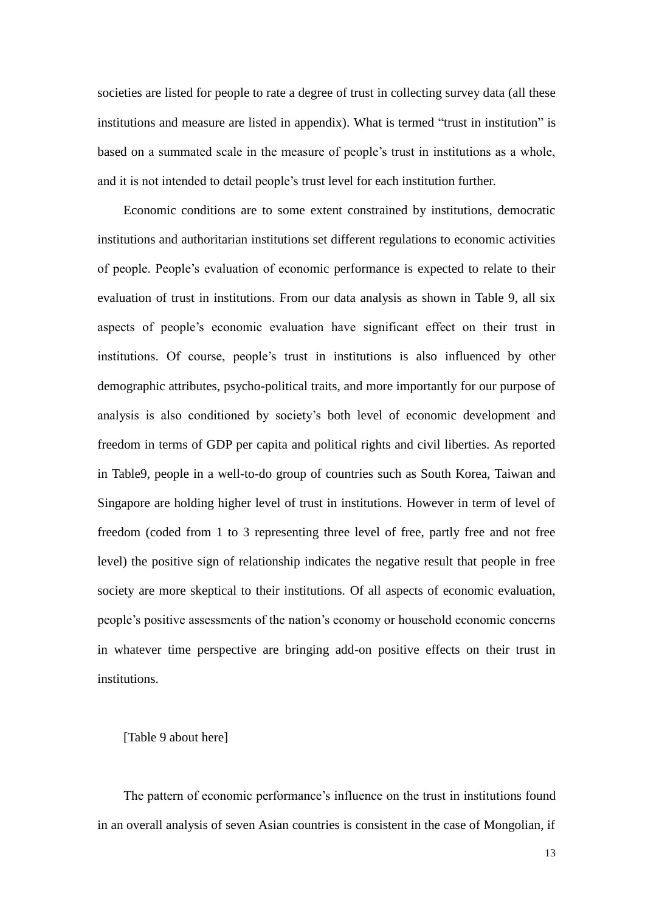societies are listed for people to rate a degree of trust in collecting survey data (all these institutions and measure are listed in appendix). What is termed "trust in institution" is based on a summated scale in the measure of people's trust in institutions as a whole, and it is not intended to detail people's trust level for each institution further.

Economic conditions are to some extent constrained by institutions, democratic institutions and authoritarian institutions set different regulations to economic activities of people. People's evaluation of economic performance is expected to relate to their evaluation of trust in institutions. From our data analysis as shown in Table 9, all six aspects of people's economic evaluation have significant effect on their trust in institutions. Of course, people's trust in institutions is also influenced by other demographic attributes, psycho-political traits, and more importantly for our purpose of analysis is also conditioned by society's both level of economic development and freedom in terms of GDP per capita and political rights and civil liberties. As reported in Table9, people in a well-to-do group of countries such as South Korea, Taiwan and Singapore are holding higher level of trust in institutions. However in term of level of freedom (coded from 1 to 3 representing three level of free, partly free and not free level) the positive sign of relationship indicates the negative result that people in free society are more skeptical to their institutions. Of all aspects of economic evaluation, people's positive assessments of the nation's economy or household economic concerns in whatever time perspective are bringing add-on positive effects on their trust in institutions.

[Table 9 about here]

The pattern of economic performance's influence on the trust in institutions found in an overall analysis of seven Asian countries is consistent in the case of Mongolian, if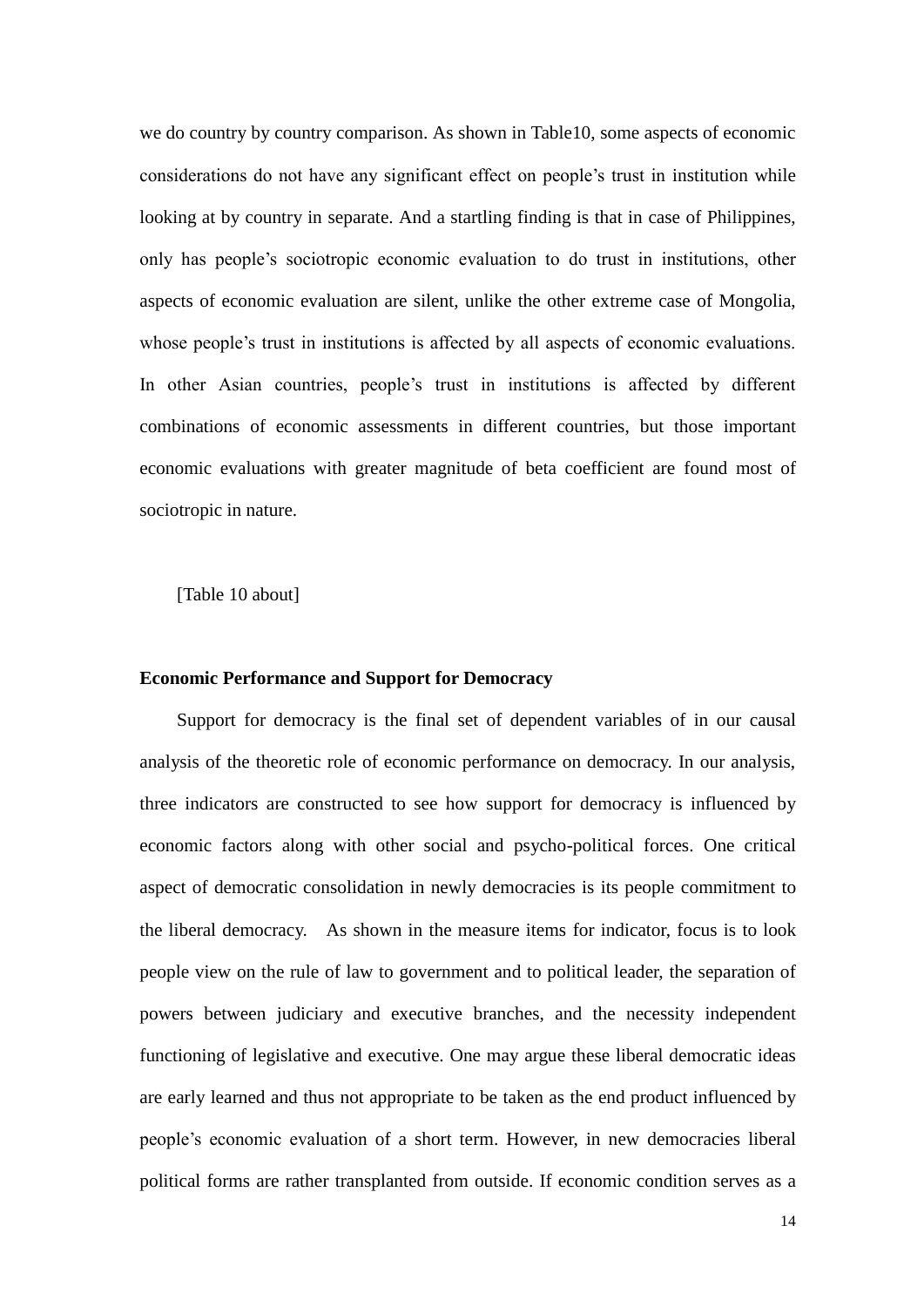we do country by country comparison. As shown in Table10, some aspects of economic considerations do not have any significant effect on people's trust in institution while looking at by country in separate. And a startling finding is that in case of Philippines, only has people's sociotropic economic evaluation to do trust in institutions, other aspects of economic evaluation are silent, unlike the other extreme case of Mongolia, whose people's trust in institutions is affected by all aspects of economic evaluations. In other Asian countries, people's trust in institutions is affected by different combinations of economic assessments in different countries, but those important economic evaluations with greater magnitude of beta coefficient are found most of sociotropic in nature.

[Table 10 about]

**Economic Performance and Support for Democracy**

Support for democracy is the final set of dependent variables of in our causal analysis of the theoretic role of economic performance on democracy. In our analysis, three indicators are constructed to see how support for democracy is influenced by economic factors along with other social and psycho-political forces. One critical aspect of democratic consolidation in newly democracies is its people commitment to the liberal democracy. As shown in the measure items for indicator, focus is to look people view on the rule of law to government and to political leader, the separation of powers between judiciary and executive branches, and the necessity independent functioning of legislative and executive. One may argue these liberal democratic ideas are early learned and thus not appropriate to be taken as the end product influenced by people's economic evaluation of a short term. However, in new democracies liberal political forms are rather transplanted from outside. If economic condition serves as a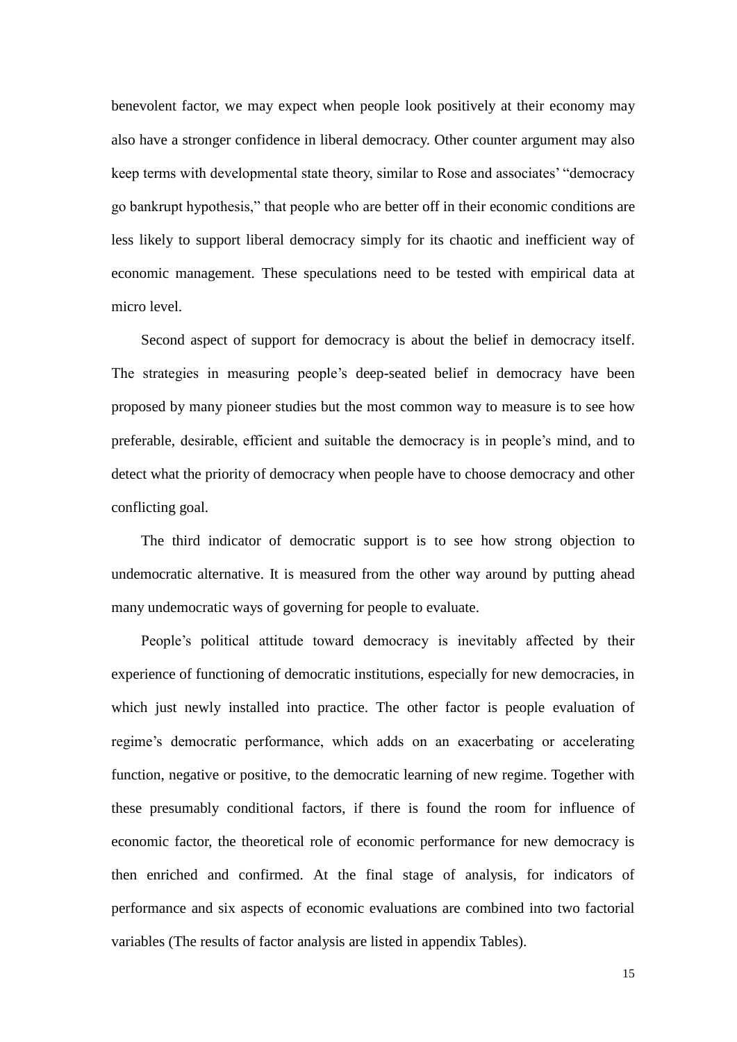benevolent factor, we may expect when people look positively at their economy may also have a stronger confidence in liberal democracy. Other counter argument may also keep terms with developmental state theory, similar to Rose and associates' "democracy go bankrupt hypothesis," that people who are better off in their economic conditions are less likely to support liberal democracy simply for its chaotic and inefficient way of economic management. These speculations need to be tested with empirical data at micro level.

Second aspect of support for democracy is about the belief in democracy itself. The strategies in measuring people's deep-seated belief in democracy have been proposed by many pioneer studies but the most common way to measure is to see how preferable, desirable, efficient and suitable the democracy is in people's mind, and to detect what the priority of democracy when people have to choose democracy and other conflicting goal.

The third indicator of democratic support is to see how strong objection to undemocratic alternative. It is measured from the other way around by putting ahead many undemocratic ways of governing for people to evaluate.

People's political attitude toward democracy is inevitably affected by their experience of functioning of democratic institutions, especially for new democracies, in which just newly installed into practice. The other factor is people evaluation of regime's democratic performance, which adds on an exacerbating or accelerating function, negative or positive, to the democratic learning of new regime. Together with these presumably conditional factors, if there is found the room for influence of economic factor, the theoretical role of economic performance for new democracy is then enriched and confirmed. At the final stage of analysis, for indicators of performance and six aspects of economic evaluations are combined into two factorial variables (The results of factor analysis are listed in appendix Tables).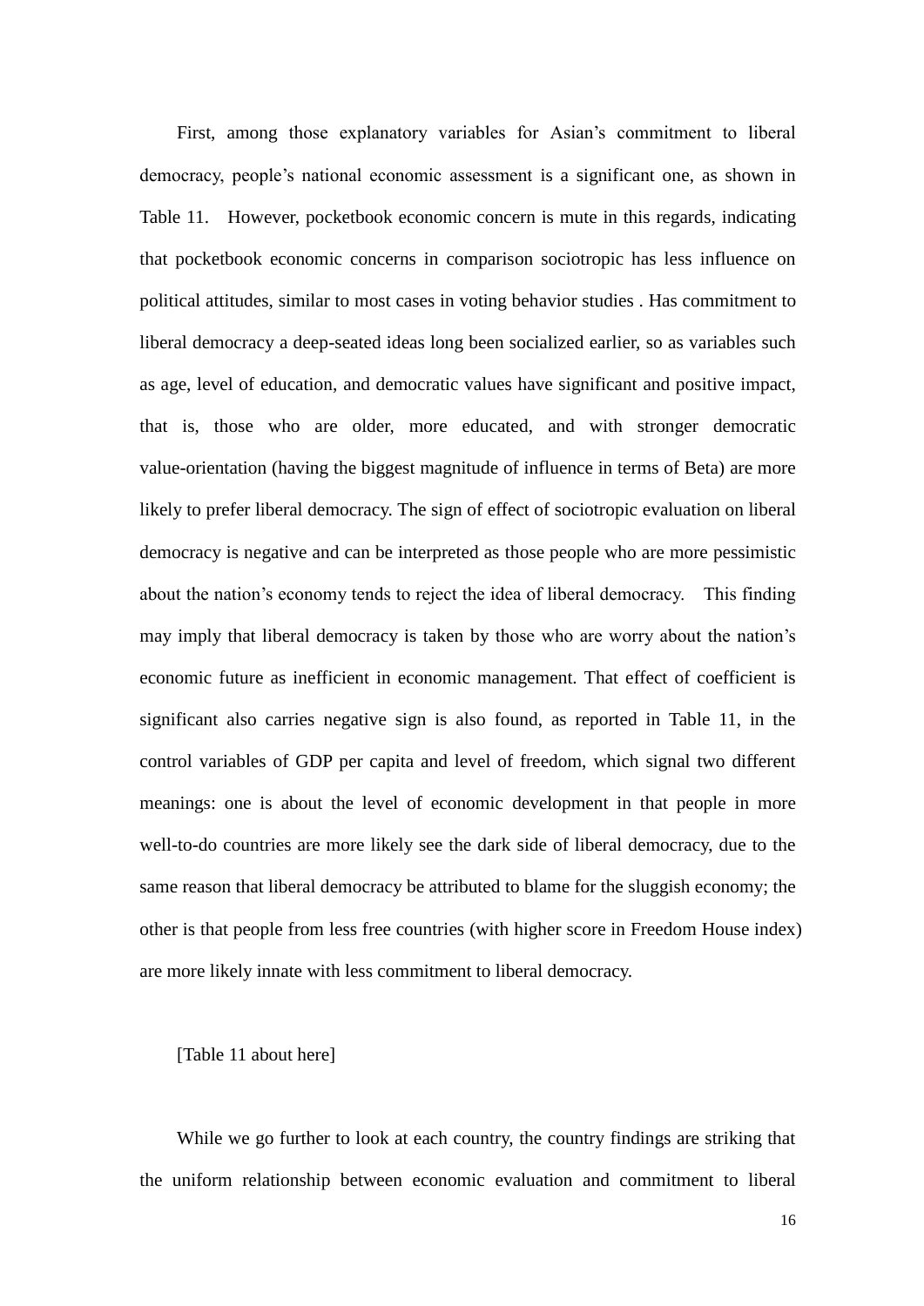First, among those explanatory variables for Asian's commitment to liberal democracy, people's national economic assessment is a significant one, as shown in Table 11. However, pocketbook economic concern is mute in this regards, indicating that pocketbook economic concerns in comparison sociotropic has less influence on political attitudes, similar to most cases in voting behavior studies . Has commitment to liberal democracy a deep-seated ideas long been socialized earlier, so as variables such as age, level of education, and democratic values have significant and positive impact, that is, those who are older, more educated, and with stronger democratic value-orientation (having the biggest magnitude of influence in terms of Beta) are more likely to prefer liberal democracy. The sign of effect of sociotropic evaluation on liberal democracy is negative and can be interpreted as those people who are more pessimistic about the nation's economy tends to reject the idea of liberal democracy. This finding may imply that liberal democracy is taken by those who are worry about the nation's economic future as inefficient in economic management. That effect of coefficient is significant also carries negative sign is also found, as reported in Table 11, in the control variables of GDP per capita and level of freedom, which signal two different meanings: one is about the level of economic development in that people in more well-to-do countries are more likely see the dark side of liberal democracy, due to the same reason that liberal democracy be attributed to blame for the sluggish economy; the other is that people from less free countries (with higher score in Freedom House index) are more likely innate with less commitment to liberal democracy.

[Table 11 about here]

While we go further to look at each country, the country findings are striking that the uniform relationship between economic evaluation and commitment to liberal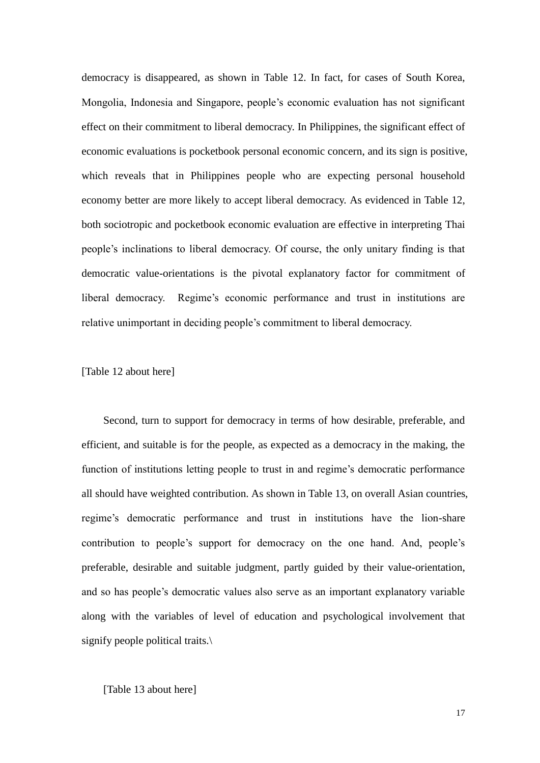democracy is disappeared, as shown in Table 12. In fact, for cases of South Korea, Mongolia, Indonesia and Singapore, people's economic evaluation has not significant effect on their commitment to liberal democracy. In Philippines, the significant effect of economic evaluations is pocketbook personal economic concern, and its sign is positive, which reveals that in Philippines people who are expecting personal household economy better are more likely to accept liberal democracy. As evidenced in Table 12, both sociotropic and pocketbook economic evaluation are effective in interpreting Thai people's inclinations to liberal democracy. Of course, the only unitary finding is that democratic value-orientations is the pivotal explanatory factor for commitment of liberal democracy. Regime's economic performance and trust in institutions are relative unimportant in deciding people's commitment to liberal democracy.

[Table 12 about here]

Second, turn to support for democracy in terms of how desirable, preferable, and efficient, and suitable is for the people, as expected as a democracy in the making, the function of institutions letting people to trust in and regime's democratic performance all should have weighted contribution. As shown in Table 13, on overall Asian countries, regime's democratic performance and trust in institutions have the lion-share contribution to people's support for democracy on the one hand. And, people's preferable, desirable and suitable judgment, partly guided by their value-orientation, and so has people's democratic values also serve as an important explanatory variable along with the variables of level of education and psychological involvement that signify people political traits.\

[Table 13 about here]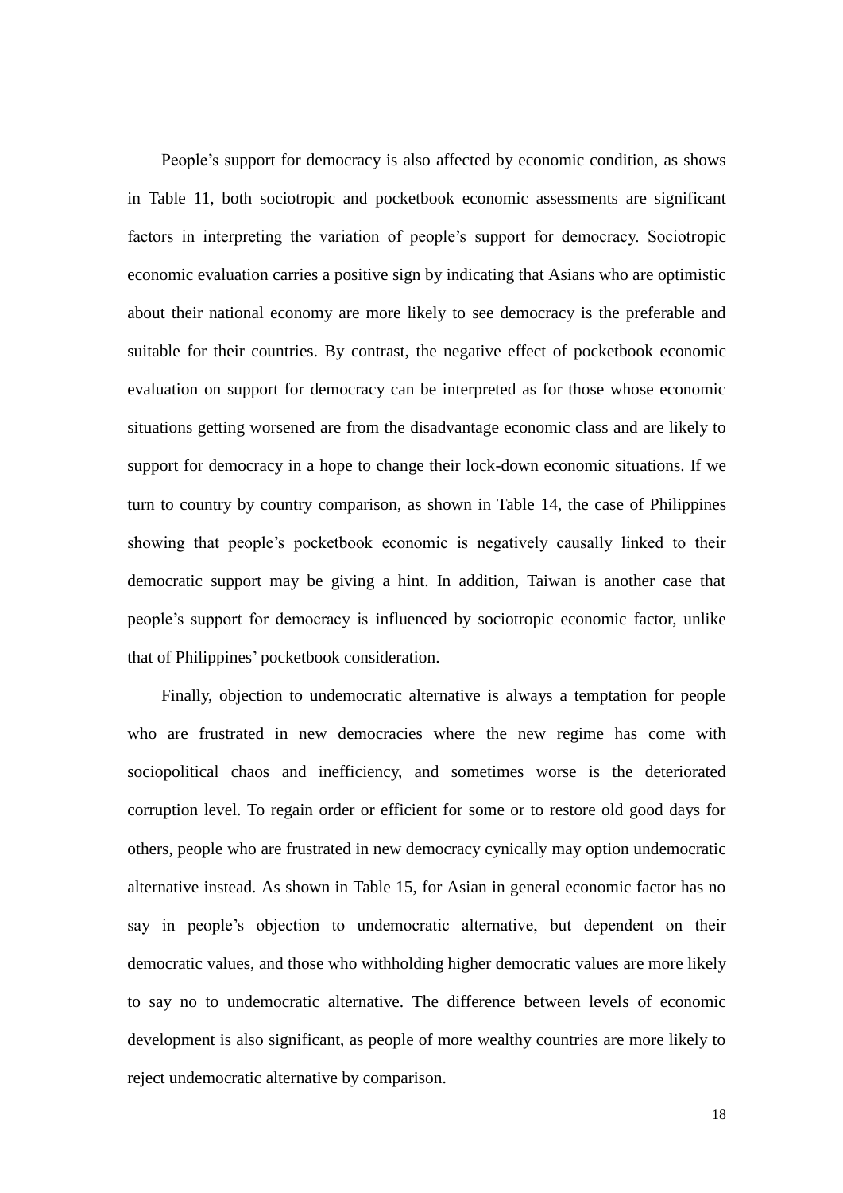People’s support for democracy is also affected by economic condition, as shows in Table 11, both sociotropic and pocketbook economic assessments are significant factors in interpreting the variation of people’s support for democracy. Sociotropic economic evaluation carries a positive sign by indicating that Asians who are optimistic about their national economy are more likely to see democracy is the preferable and suitable for their countries. By contrast, the negative effect of pocketbook economic evaluation on support for democracy can be interpreted as for those whose economic situations getting worsened are from the disadvantage economic class and are likely to support for democracy in a hope to change their lock-down economic situations. If we turn to country by country comparison, as shown in Table 14, the case of Philippines showing that people’s pocketbook economic is negatively causally linked to their democratic support may be giving a hint. In addition, Taiwan is another case that people’s support for democracy is influenced by sociotropic economic factor, unlike that of Philippines’ pocketbook consideration.

Finally, objection to undemocratic alternative is always a temptation for people who are frustrated in new democracies where the new regime has come with sociopolitical chaos and inefficiency, and sometimes worse is the deteriorated corruption level. To regain order or efficient for some or to restore old good days for others, people who are frustrated in new democracy cynically may option undemocratic alternative instead. As shown in Table 15, for Asian in general economic factor has no say in people’s objection to undemocratic alternative, but dependent on their democratic values, and those who withholding higher democratic values are more likely to say no to undemocratic alternative. The difference between levels of economic development is also significant, as people of more wealthy countries are more likely to reject undemocratic alternative by comparison.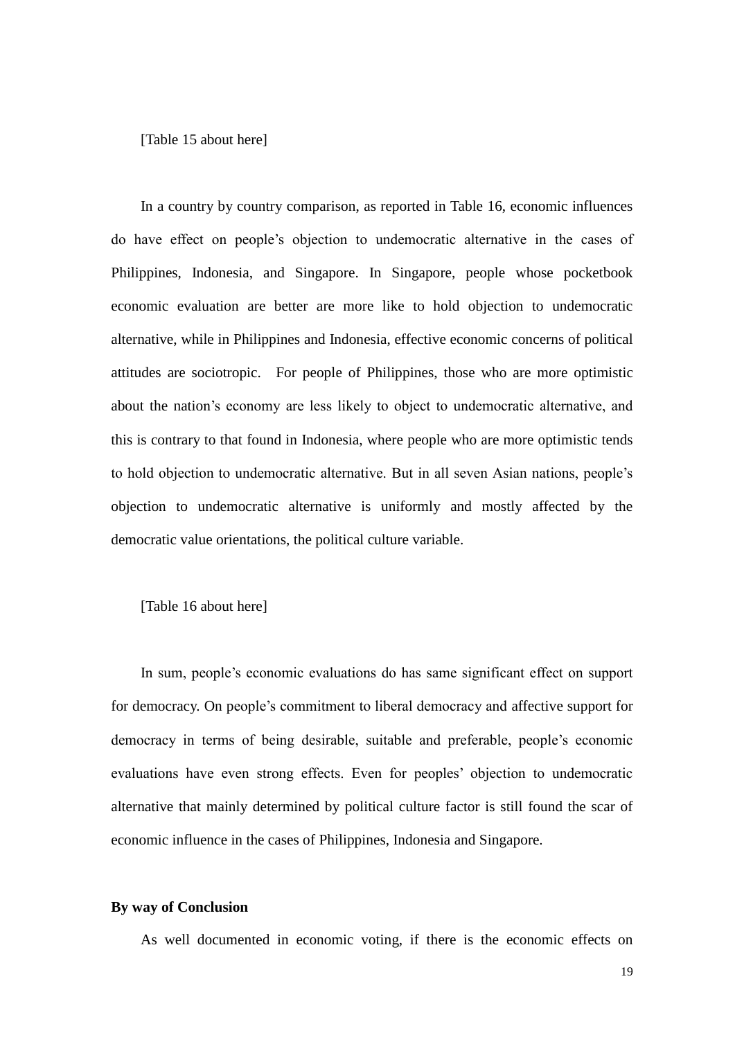[Table 15 about here]

In a country by country comparison, as reported in Table 16, economic influences do have effect on people's objection to undemocratic alternative in the cases of Philippines, Indonesia, and Singapore. In Singapore, people whose pocketbook economic evaluation are better are more like to hold objection to undemocratic alternative, while in Philippines and Indonesia, effective economic concerns of political attitudes are sociotropic. For people of Philippines, those who are more optimistic about the nation's economy are less likely to object to undemocratic alternative, and this is contrary to that found in Indonesia, where people who are more optimistic tends to hold objection to undemocratic alternative. But in all seven Asian nations, people's objection to undemocratic alternative is uniformly and mostly affected by the democratic value orientations, the political culture variable.

[Table 16 about here]

In sum, people's economic evaluations do has same significant effect on support for democracy. On people's commitment to liberal democracy and affective support for democracy in terms of being desirable, suitable and preferable, people's economic evaluations have even strong effects. Even for peoples' objection to undemocratic alternative that mainly determined by political culture factor is still found the scar of economic influence in the cases of Philippines, Indonesia and Singapore.

**By way of Conclusion**

As well documented in economic voting, if there is the economic effects on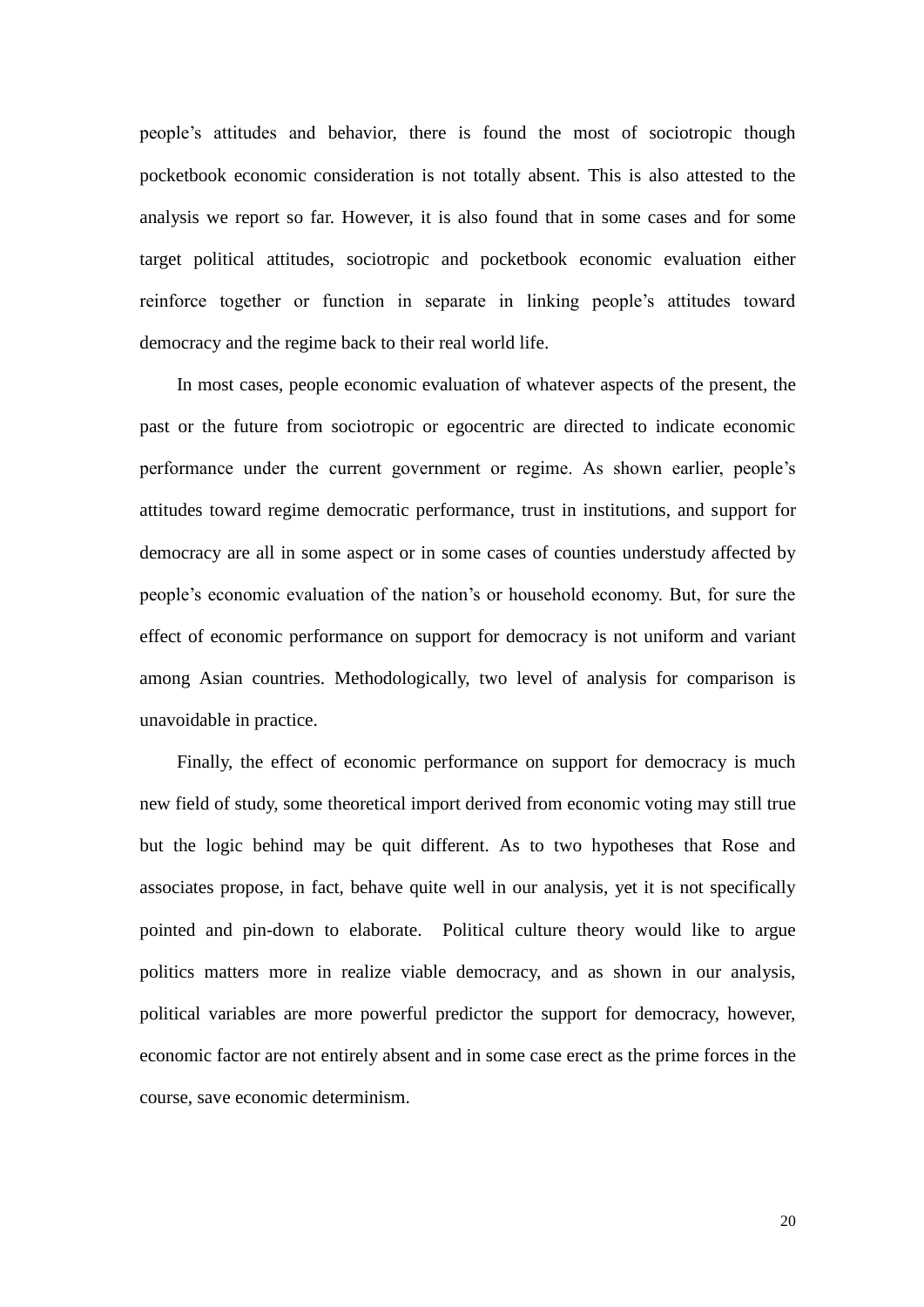people's attitudes and behavior, there is found the most of sociotropic though pocketbook economic consideration is not totally absent. This is also attested to the analysis we report so far. However, it is also found that in some cases and for some target political attitudes, sociotropic and pocketbook economic evaluation either reinforce together or function in separate in linking people's attitudes toward democracy and the regime back to their real world life.

In most cases, people economic evaluation of whatever aspects of the present, the past or the future from sociotropic or egocentric are directed to indicate economic performance under the current government or regime. As shown earlier, people's attitudes toward regime democratic performance, trust in institutions, and support for democracy are all in some aspect or in some cases of counties understudy affected by people's economic evaluation of the nation's or household economy. But, for sure the effect of economic performance on support for democracy is not uniform and variant among Asian countries. Methodologically, two level of analysis for comparison is unavoidable in practice.

Finally, the effect of economic performance on support for democracy is much new field of study, some theoretical import derived from economic voting may still true but the logic behind may be quit different. As to two hypotheses that Rose and associates propose, in fact, behave quite well in our analysis, yet it is not specifically pointed and pin-down to elaborate. Political culture theory would like to argue politics matters more in realize viable democracy, and as shown in our analysis, political variables are more powerful predictor the support for democracy, however, economic factor are not entirely absent and in some case erect as the prime forces in the course, save economic determinism.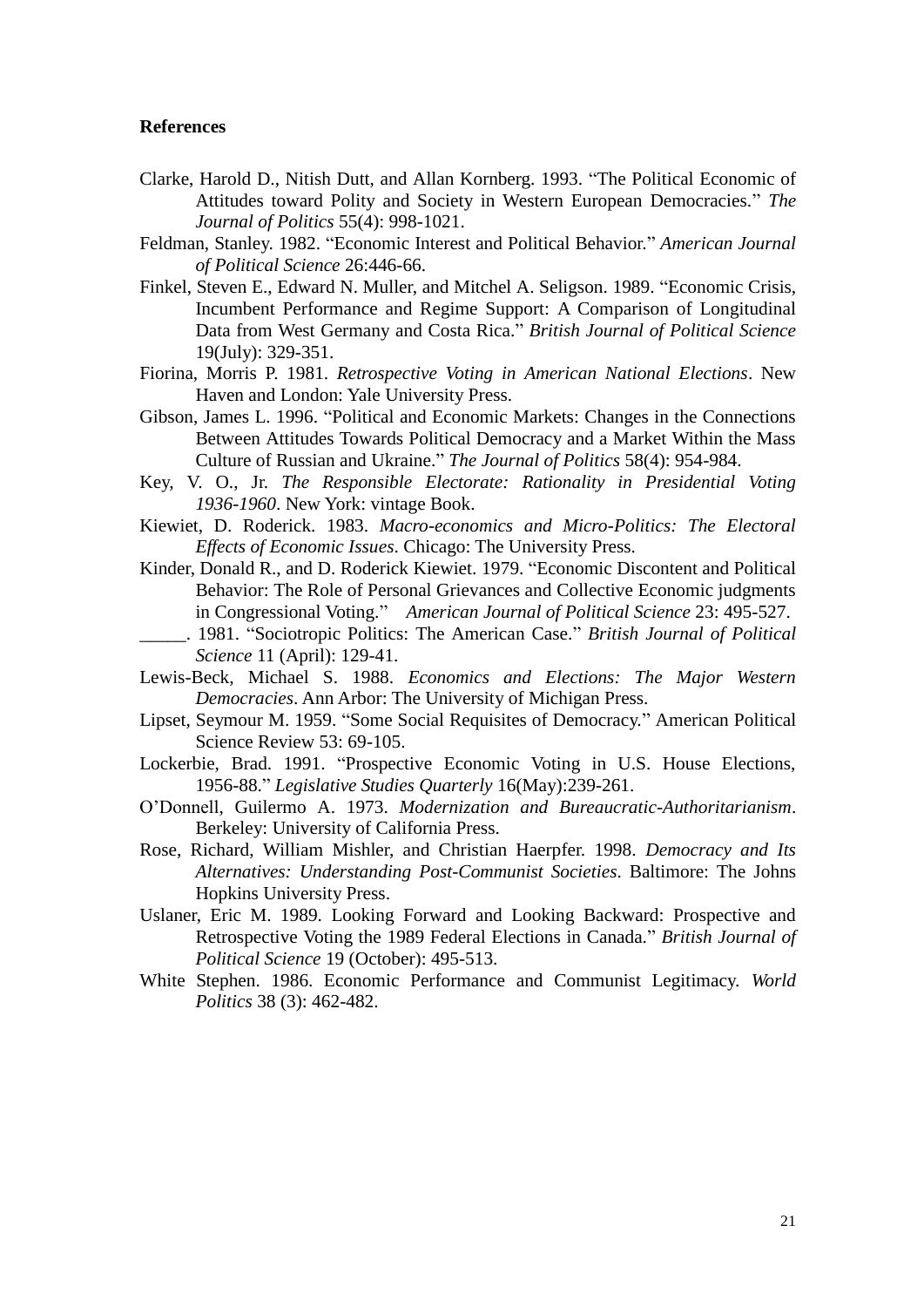**References**

Clarke, Harold D., Nitish Dutt, and Allan Kornberg. 1993. "The Political Economic of Attitudes toward Polity and Society in Western European Democracies." *The Journal of Politics* 55(4): 998-1021.

Feldman, Stanley. 1982. "Economic Interest and Political Behavior." *American Journal of Political Science* 26:446-66.

Finkel, Steven E., Edward N. Muller, and Mitchel A. Seligson. 1989. "Economic Crisis, Incumbent Performance and Regime Support: A Comparison of Longitudinal Data from West Germany and Costa Rica." *British Journal of Political Science* 19(July): 329-351.

Fiorina, Morris P. 1981. *Retrospective Voting in American National Elections*. New Haven and London: Yale University Press.

Gibson, James L. 1996. "Political and Economic Markets: Changes in the Connections Between Attitudes Towards Political Democracy and a Market Within the Mass Culture of Russian and Ukraine." *The Journal of Politics* 58(4): 954-984.

Key, V. O., Jr. *The Responsible Electorate: Rationality in Presidential Voting 1936-1960*. New York: vintage Book.

Kiewiet, D. Roderick. 1983. *Macro-economics and Micro-Politics: The Electoral Effects of Economic Issues*. Chicago: The University Press.

Kinder, Donald R., and D. Roderick Kiewiet. 1979. "Economic Discontent and Political Behavior: The Role of Personal Grievances and Collective Economic judgments in Congressional Voting." *American Journal of Political Science* 23: 495-527.

_____. 1981. "Sociotropic Politics: The American Case." *British Journal of Political Science* 11 (April): 129-41.

Lewis-Beck, Michael S. 1988. *Economics and Elections: The Major Western Democracies*. Ann Arbor: The University of Michigan Press.

Lipset, Seymour M. 1959. "Some Social Requisites of Democracy." American Political Science Review 53: 69-105.

Lockerbie, Brad. 1991. "Prospective Economic Voting in U.S. House Elections, 1956-88." *Legislative Studies Quarterly* 16(May):239-261.

O'Donnell, Guilermo A. 1973. *Modernization and Bureaucratic-Authoritarianism*. Berkeley: University of California Press.

Rose, Richard, William Mishler, and Christian Haerpfer. 1998. *Democracy and Its Alternatives: Understanding Post-Communist Societies*. Baltimore: The Johns Hopkins University Press.

Uslaner, Eric M. 1989. Looking Forward and Looking Backward: Prospective and Retrospective Voting the 1989 Federal Elections in Canada." *British Journal of Political Science* 19 (October): 495-513.

White Stephen. 1986. Economic Performance and Communist Legitimacy. *World Politics* 38 (3): 462-482.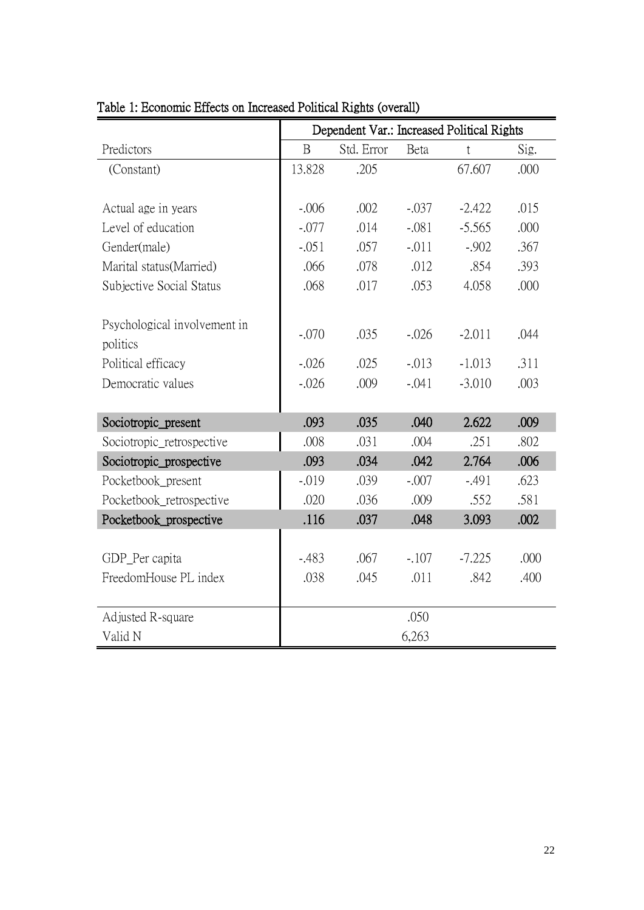Table 1: Economic Effects on Increased Political Rights (overall)

| | Dependent Var.: Increased Political Rights | | | | |
|---|---|---|---|---|---|
| Predictors | B | Std. Error | Beta | t | Sig. |
| (Constant) | 13.828 | .205 | | 67.607 | .000 |
| Actual age in years | -.006 | .002 | -.037 | -2.422 | .015 |
| Level of education | -.077 | .014 | -.081 | -5.565 | .000 |
| Gender(male) | -.051 | .057 | -.011 | -.902 | .367 |
| Marital status(Married) | .066 | .078 | .012 | .854 | .393 |
| Subjective Social Status | .068 | .017 | .053 | 4.058 | .000 |
| Psychological involvement in politics | -.070 | .035 | -.026 | -2.011 | .044 |
| Political efficacy | -.026 | .025 | -.013 | -1.013 | .311 |
| Democratic values | -.026 | .009 | -.041 | -3.010 | .003 |
| **Sociotropic_present** | **.093** | **.035** | **.040** | **2.622** | **.009** |
| Sociotropic_retrospective | .008 | .031 | .004 | .251 | .802 |
| **Sociotropic_prospective** | **.093** | **.034** | **.042** | **2.764** | **.006** |
| Pocketbook_present | -.019 | .039 | -.007 | -.491 | .623 |
| Pocketbook_retrospective | .020 | .036 | .009 | .552 | .581 |
| **Pocketbook_prospective** | **.116** | **.037** | **.048** | **3.093** | **.002** |
| GDP_Per capita | -.483 | .067 | -.107 | -7.225 | .000 |
| FreedomHouse PL index | .038 | .045 | .011 | .842 | .400 |
| Adjusted R-square | | | .050 | | |
| Valid N | | | 6,263 | | |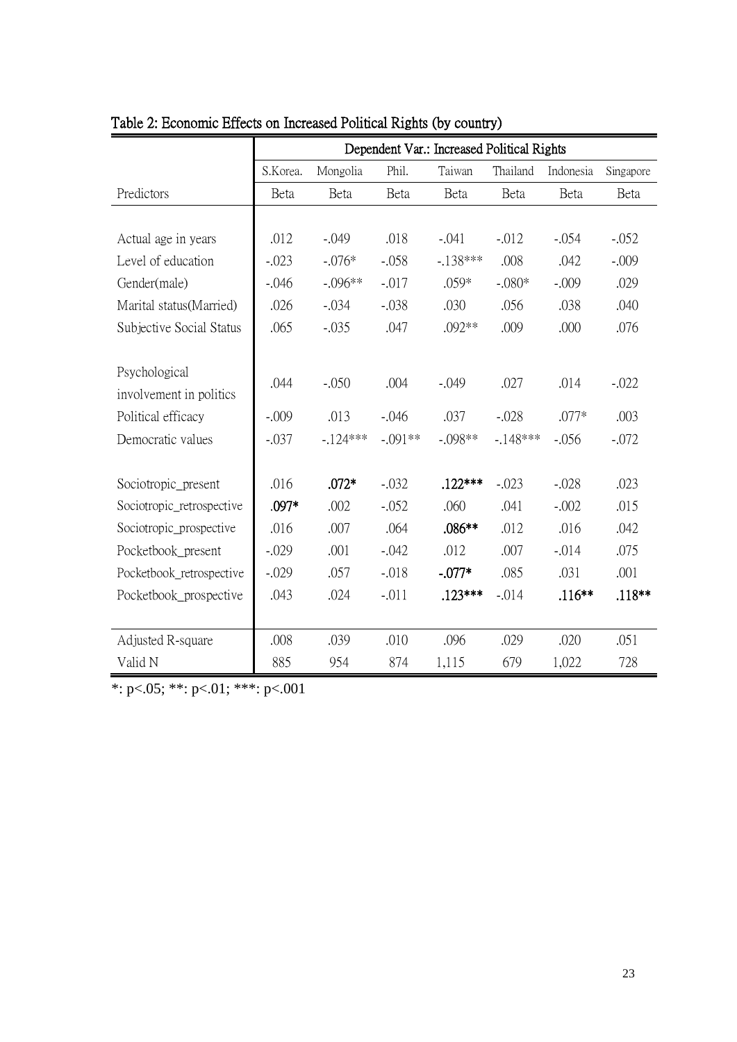Table 2: Economic Effects on Increased Political Rights (by country)

| | Dependent Var.: Increased Political Rights | | | | | | |
|---|---|---|---|---|---|---|---|
| | S.Korea. | Mongolia | Phil. | Taiwan | Thailand | Indonesia | Singapore |
| Predictors | Beta | Beta | Beta | Beta | Beta | Beta | Beta |
| Actual age in years | .012 | -.049 | .018 | -.041 | -.012 | -.054 | -.052 |
| Level of education | -.023 | -.076* | -.058 | -.138*** | .008 | .042 | -.009 |
| Gender(male) | -.046 | -.096** | -.017 | .059* | -.080* | -.009 | .029 |
| Marital status(Married) | .026 | -.034 | -.038 | .030 | .056 | .038 | .040 |
| Subjective Social Status | .065 | -.035 | .047 | .092** | .009 | .000 | .076 |
| Psychological involvement in politics | .044 | -.050 | .004 | -.049 | .027 | .014 | -.022 |
| Political efficacy | -.009 | .013 | -.046 | .037 | -.028 | .077* | .003 |
| Democratic values | -.037 | -.124*** | -.091** | -.098** | -.148*** | -.056 | -.072 |
| Sociotropic_present | .016 | **.072*** | -.032 | **.122***** | -.023 | -.028 | .023 |
| Sociotropic_retrospective | **.097*** | .002 | -.052 | .060 | .041 | -.002 | .015 |
| Sociotropic_prospective | .016 | .007 | .064 | **.086**** | .012 | .016 | .042 |
| Pocketbook_present | -.029 | .001 | -.042 | .012 | .007 | -.014 | .075 |
| Pocketbook_retrospective | -.029 | .057 | -.018 | **-.077*** | .085 | .031 | .001 |
| Pocketbook_prospective | .043 | .024 | -.011 | **.123***** | -.014 | **.116**** | **.118**** |
| Adjusted R-square | .008 | .039 | .010 | .096 | .029 | .020 | .051 |
| Valid N | 885 | 954 | 874 | 1,115 | 679 | 1,022 | 728 |

*: p<.05; **: p<.01; ***: p<.001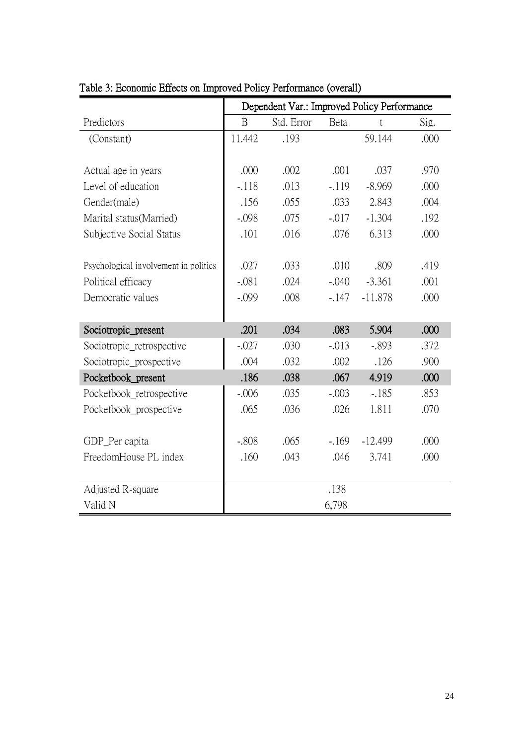Table 3: Economic Effects on Improved Policy Performance (overall)

| | Dependent Var.: Improved Policy Performance | | | | |
|---|---|---|---|---|---|
| Predictors | B | Std. Error | Beta | t | Sig. |
| (Constant) | 11.442 | .193 | | 59.144 | .000 |
| Actual age in years | .000 | .002 | .001 | .037 | .970 |
| Level of education | -.118 | .013 | -.119 | -8.969 | .000 |
| Gender(male) | .156 | .055 | .033 | 2.843 | .004 |
| Marital status(Married) | -.098 | .075 | -.017 | -1.304 | .192 |
| Subjective Social Status | .101 | .016 | .076 | 6.313 | .000 |
| Psychological involvement in politics | .027 | .033 | .010 | .809 | .419 |
| Political efficacy | -.081 | .024 | -.040 | -3.361 | .001 |
| Democratic values | -.099 | .008 | -.147 | -11.878 | .000 |
| **Sociotropic_present** | **.201** | **.034** | **.083** | **5.904** | **.000** |
| Sociotropic_retrospective | -.027 | .030 | -.013 | -.893 | .372 |
| Sociotropic_prospective | .004 | .032 | .002 | .126 | .900 |
| **Pocketbook_present** | **.186** | **.038** | **.067** | **4.919** | **.000** |
| Pocketbook_retrospective | -.006 | .035 | -.003 | -.185 | .853 |
| Pocketbook_prospective | .065 | .036 | .026 | 1.811 | .070 |
| GDP_Per capita | -.808 | .065 | -.169 | -12.499 | .000 |
| FreedomHouse PL index | .160 | .043 | .046 | 3.741 | .000 |
| Adjusted R-square | | | .138 | | |
| Valid N | | | 6,798 | | |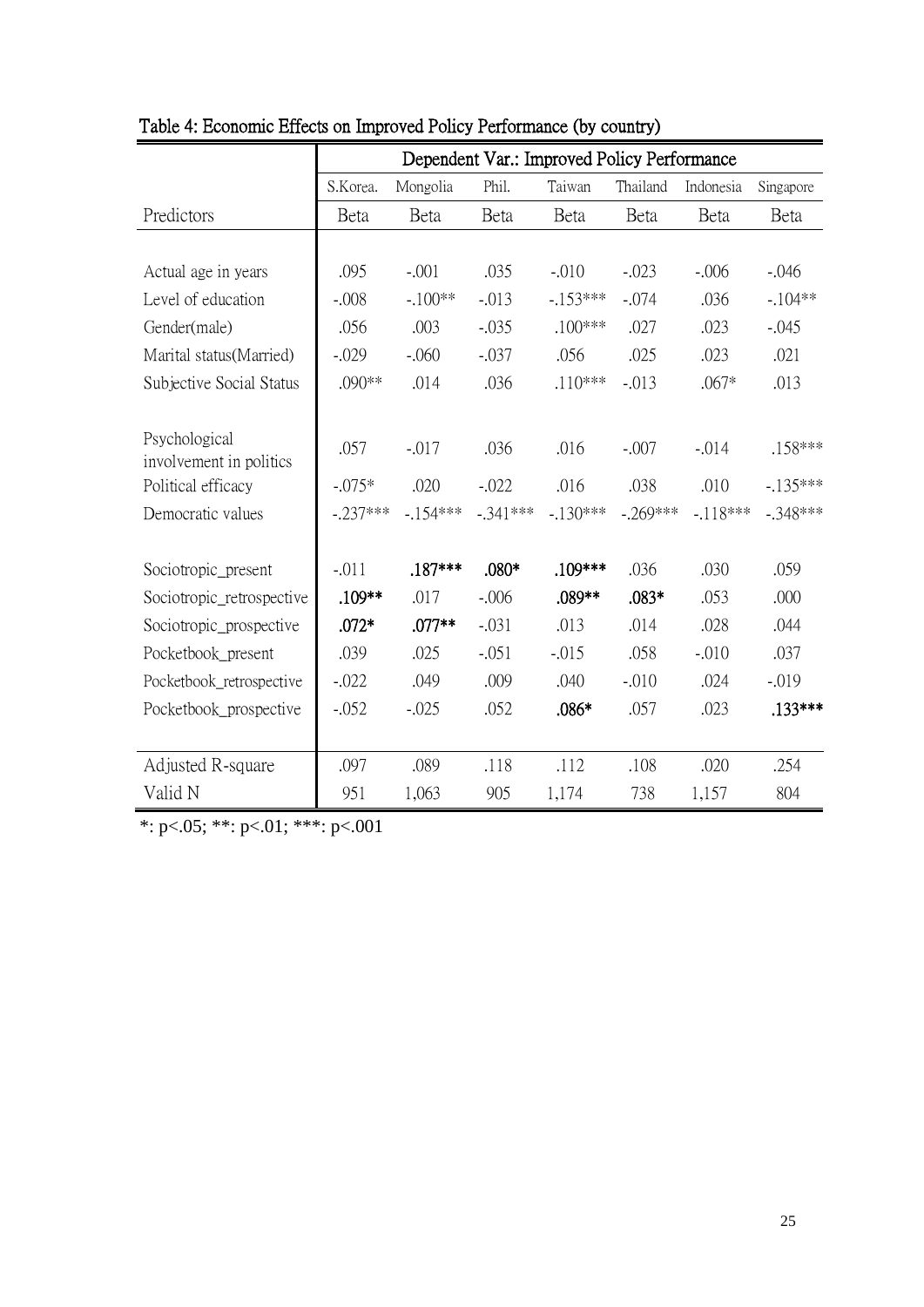Table 4: Economic Effects on Improved Policy Performance (by country)

| | Dependent Var.: Improved Policy Performance | | | | | | |
|---|---|---|---|---|---|---|---|
| | S.Korea. | Mongolia | Phil. | Taiwan | Thailand | Indonesia | Singapore |
| Predictors | Beta | Beta | Beta | Beta | Beta | Beta | Beta |
| Actual age in years | .095 | -.001 | .035 | -.010 | -.023 | -.006 | -.046 |
| Level of education | -.008 | -.100** | -.013 | -.153*** | -.074 | .036 | -.104** |
| Gender(male) | .056 | .003 | -.035 | .100*** | .027 | .023 | -.045 |
| Marital status(Married) | -.029 | -.060 | -.037 | .056 | .025 | .023 | .021 |
| Subjective Social Status | .090** | .014 | .036 | .110*** | -.013 | .067* | .013 |
| Psychological involvement in politics | .057 | -.017 | .036 | .016 | -.007 | -.014 | .158*** |
| Political efficacy | -.075* | .020 | -.022 | .016 | .038 | .010 | -.135*** |
| Democratic values | -.237*** | -.154*** | -.341*** | -.130*** | -.269*** | -.118*** | -.348*** |
| Sociotropic_present | -.011 | **.187*** ** | **.080*** | **.109*** ** | .036 | .030 | .059 |
| Sociotropic_retrospective | **.109** ** | .017 | -.006 | **.089** ** | **.083*** | .053 | .000 |
| Sociotropic_prospective | **.072*** | **.077** ** | -.031 | .013 | .014 | .028 | .044 |
| Pocketbook_present | .039 | .025 | -.051 | -.015 | .058 | -.010 | .037 |
| Pocketbook_retrospective | -.022 | .049 | .009 | .040 | -.010 | .024 | -.019 |
| Pocketbook_prospective | -.052 | -.025 | .052 | **.086*** | .057 | .023 | **.133*** ** |
| Adjusted R-square | .097 | .089 | .118 | .112 | .108 | .020 | .254 |
| Valid N | 951 | 1,063 | 905 | 1,174 | 738 | 1,157 | 804 |

*: p<.05; **: p<.01; ***: p<.001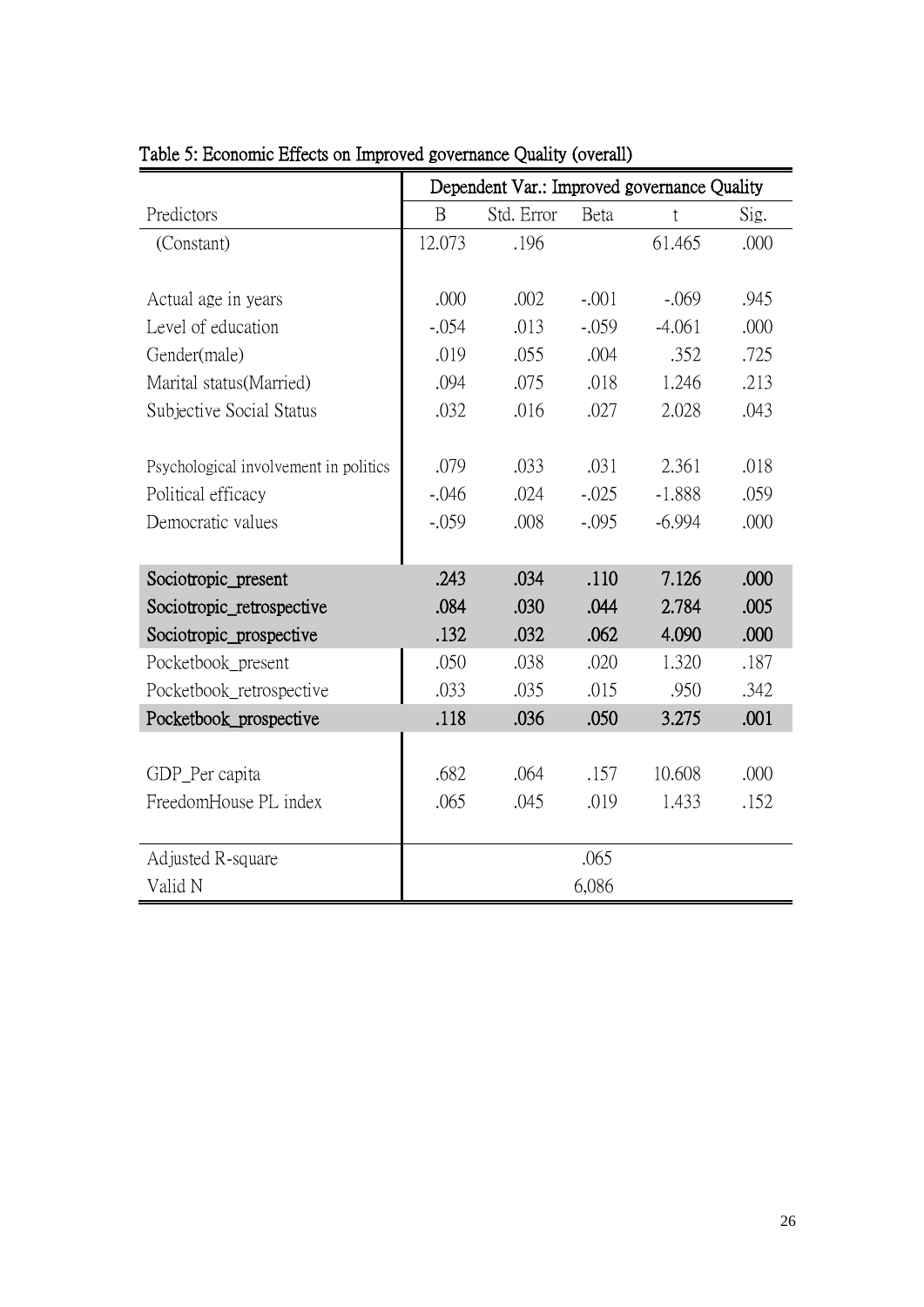Table 5: Economic Effects on Improved governance Quality (overall)

| | Dependent Var.: Improved governance Quality | | | | |
|---|---|---|---|---|---|
| Predictors | B | Std. Error | Beta | t | Sig. |
| (Constant) | 12.073 | .196 | | 61.465 | .000 |
| Actual age in years | .000 | .002 | -.001 | -.069 | .945 |
| Level of education | -.054 | .013 | -.059 | -4.061 | .000 |
| Gender(male) | .019 | .055 | .004 | .352 | .725 |
| Marital status(Married) | .094 | .075 | .018 | 1.246 | .213 |
| Subjective Social Status | .032 | .016 | .027 | 2.028 | .043 |
| Psychological involvement in politics | .079 | .033 | .031 | 2.361 | .018 |
| Political efficacy | -.046 | .024 | -.025 | -1.888 | .059 |
| Democratic values | -.059 | .008 | -.095 | -6.994 | .000 |
| **Sociotropic_present** | **.243** | **.034** | **.110** | **7.126** | **.000** |
| **Sociotropic_retrospective** | **.084** | **.030** | **.044** | **2.784** | **.005** |
| **Sociotropic_prospective** | **.132** | **.032** | **.062** | **4.090** | **.000** |
| Pocketbook_present | .050 | .038 | .020 | 1.320 | .187 |
| Pocketbook_retrospective | .033 | .035 | .015 | .950 | .342 |
| **Pocketbook_prospective** | **.118** | **.036** | **.050** | **3.275** | **.001** |
| GDP_Per capita | .682 | .064 | .157 | 10.608 | .000 |
| FreedomHouse PL index | .065 | .045 | .019 | 1.433 | .152 |
| Adjusted R-square | | | .065 | | |
| Valid N | | | 6,086 | | |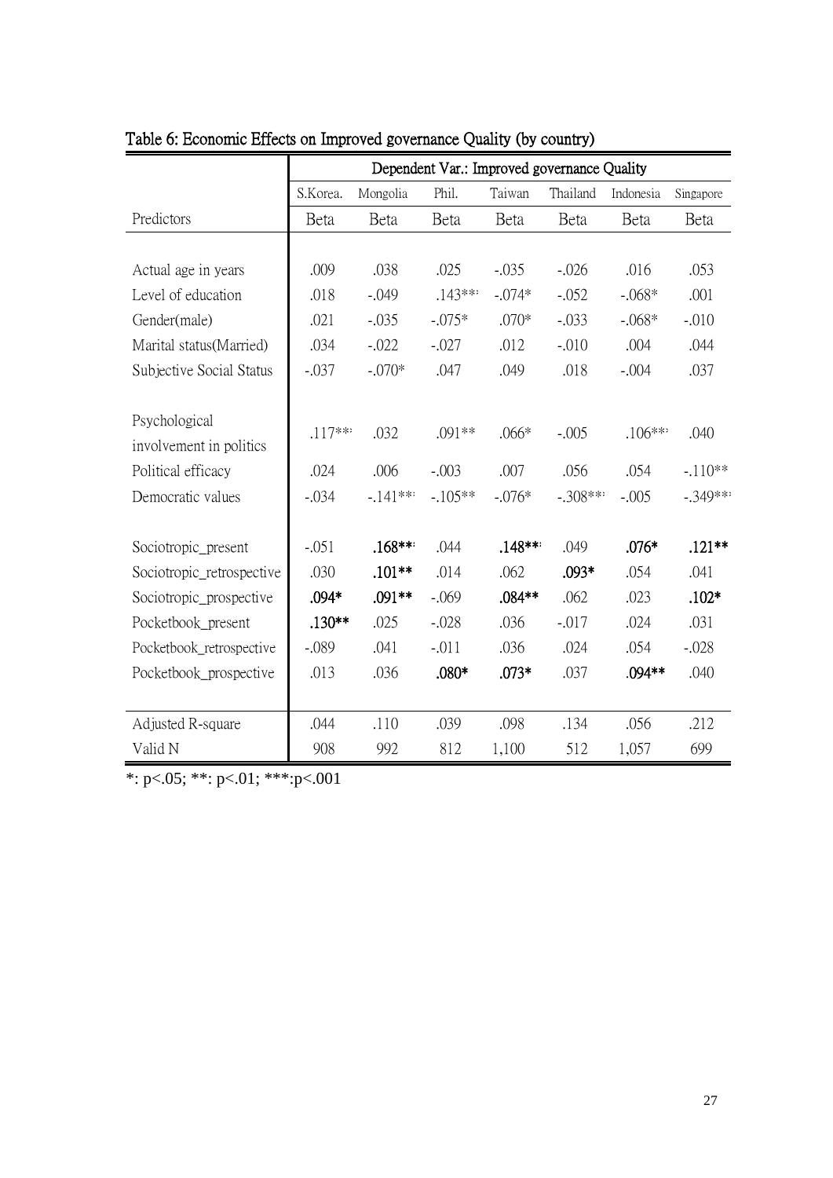Table 6: Economic Effects on Improved governance Quality (by country)

| | Dependent Var.: Improved governance Quality | | | | | | |
|---|---|---|---|---|---|---|---|
| | S.Korea. | Mongolia | Phil. | Taiwan | Thailand | Indonesia | Singapore |
| Predictors | Beta | Beta | Beta | Beta | Beta | Beta | Beta |
| Actual age in years | .009 | .038 | .025 | -.035 | -.026 | .016 | .053 |
| Level of education | .018 | -.049 | .143*** | -.074* | -.052 | -.068* | .001 |
| Gender(male) | .021 | -.035 | -.075* | .070* | -.033 | -.068* | -.010 |
| Marital status(Married) | .034 | -.022 | -.027 | .012 | -.010 | .004 | .044 |
| Subjective Social Status | -.037 | -.070* | .047 | .049 | .018 | -.004 | .037 |
| Psychological involvement in politics | .117*** | .032 | .091** | .066* | -.005 | .106*** | .040 |
| Political efficacy | .024 | .006 | -.003 | .007 | .056 | .054 | -.110** |
| Democratic values | -.034 | -.141*** | -.105** | -.076* | -.308*** | -.005 | -.349*** |
| Sociotropic_present | -.051 | **.168*** | .044 | **.148*** | .049 | **.076*** | **.121**** |
| Sociotropic_retrospective | .030 | **.101**** | .014 | .062 | **.093*** | .054 | .041 |
| Sociotropic_prospective | **.094*** | **.091**** | -.069 | **.084**** | .062 | .023 | **.102*** |
| Pocketbook_present | **.130**** | .025 | -.028 | .036 | -.017 | .024 | .031 |
| Pocketbook_retrospective | -.089 | .041 | -.011 | .036 | .024 | .054 | -.028 |
| Pocketbook_prospective | .013 | .036 | **.080*** | **.073*** | .037 | **.094**** | .040 |
| Adjusted R-square | .044 | .110 | .039 | .098 | .134 | .056 | .212 |
| Valid N | 908 | 992 | 812 | 1,100 | 512 | 1,057 | 699 |

*: p<.05; **: p<.01; ***:p<.001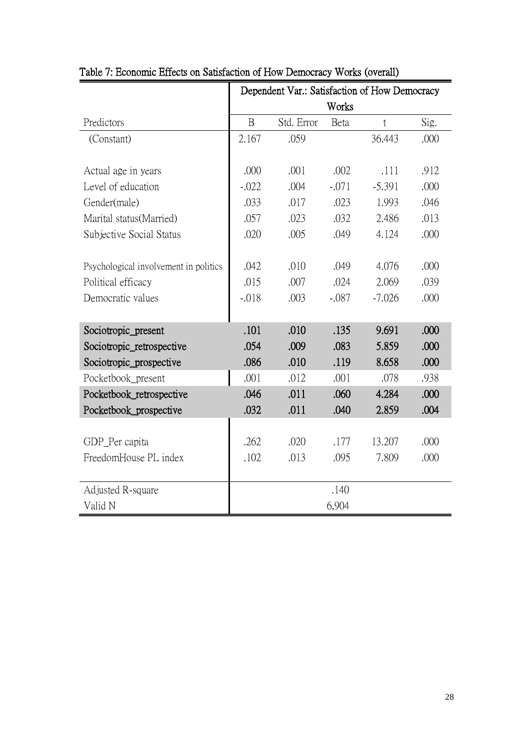Table 7: Economic Effects on Satisfaction of How Democracy Works (overall)

| | Dependent Var.: Satisfaction of How Democracy Works | | | | |
|---|---|---|---|---|---|
| Predictors | B | Std. Error | Beta | t | Sig. |
| (Constant) | 2.167 | .059 | | 36.443 | .000 |
| Actual age in years | .000 | .001 | .002 | .111 | .912 |
| Level of education | -.022 | .004 | -.071 | -5.391 | .000 |
| Gender(male) | .033 | .017 | .023 | 1.993 | .046 |
| Marital status(Married) | .057 | .023 | .032 | 2.486 | .013 |
| Subjective Social Status | .020 | .005 | .049 | 4.124 | .000 |
| Psychological involvement in politics | .042 | .010 | .049 | 4.076 | .000 |
| Political efficacy | .015 | .007 | .024 | 2.069 | .039 |
| Democratic values | -.018 | .003 | -.087 | -7.026 | .000 |
| **Sociotropic_present** | **.101** | **.010** | **.135** | **9.691** | **.000** |
| **Sociotropic_retrospective** | **.054** | **.009** | **.083** | **5.859** | **.000** |
| **Sociotropic_prospective** | **.086** | **.010** | **.119** | **8.658** | **.000** |
| Pocketbook_present | .001 | .012 | .001 | .078 | .938 |
| **Pocketbook_retrospective** | **.046** | **.011** | **.060** | **4.284** | **.000** |
| **Pocketbook_prospective** | **.032** | **.011** | **.040** | **2.859** | **.004** |
| GDP_Per capita | .262 | .020 | .177 | 13.207 | .000 |
| FreedomHouse PL index | .102 | .013 | .095 | 7.809 | .000 |
| Adjusted R-square | | | .140 | | |
| Valid N | | | 6,904 | | |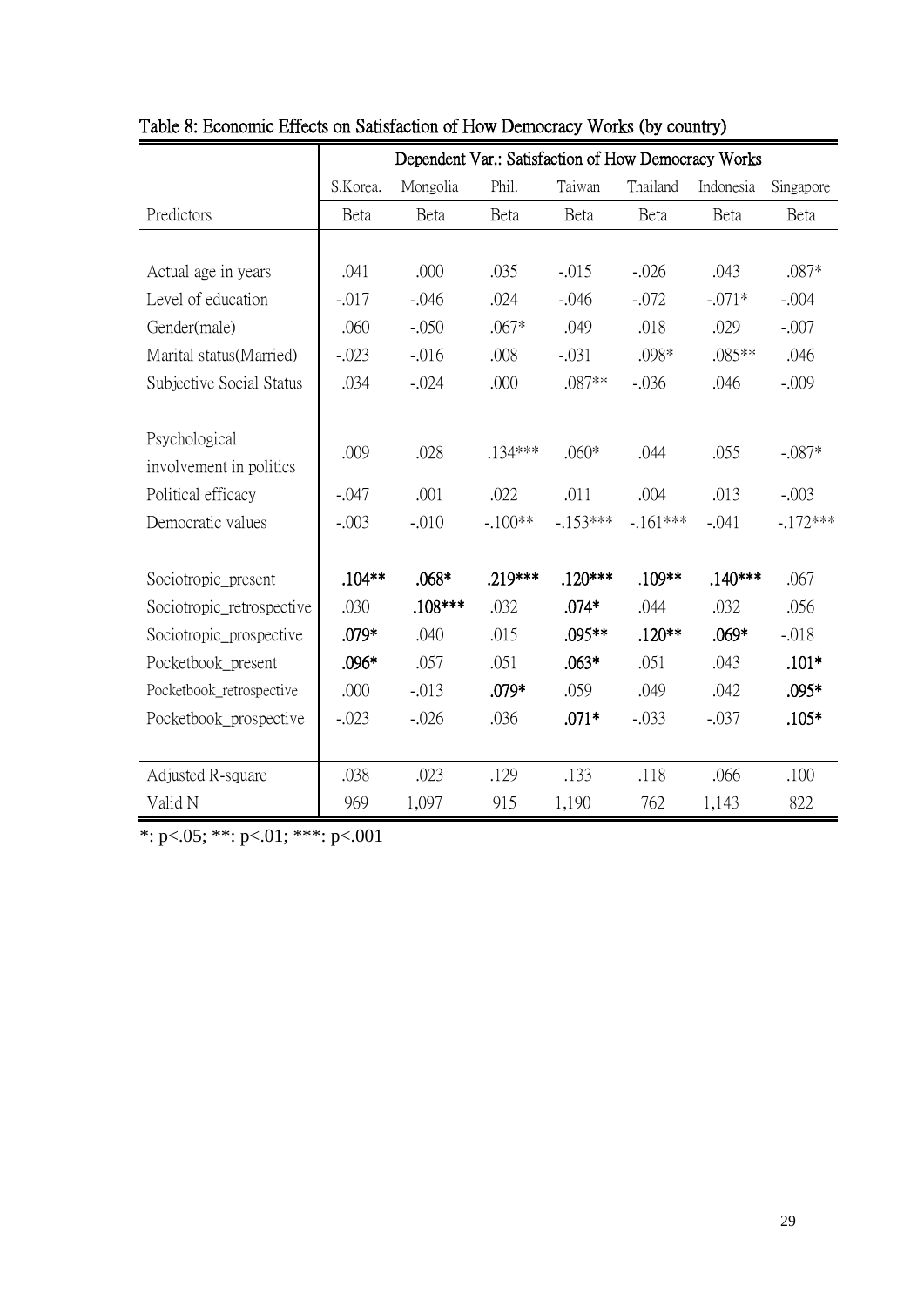Table 8: Economic Effects on Satisfaction of How Democracy Works (by country)

| | Dependent Var.: Satisfaction of How Democracy Works | | | | | | |
|---|---|---|---|---|---|---|---|
| | S.Korea. | Mongolia | Phil. | Taiwan | Thailand | Indonesia | Singapore |
| Predictors | Beta | Beta | Beta | Beta | Beta | Beta | Beta |
| Actual age in years | .041 | .000 | .035 | -.015 | -.026 | .043 | .087* |
| Level of education | -.017 | -.046 | .024 | -.046 | -.072 | -.071* | -.004 |
| Gender(male) | .060 | -.050 | .067* | .049 | .018 | .029 | -.007 |
| Marital status(Married) | -.023 | -.016 | .008 | -.031 | .098* | .085** | .046 |
| Subjective Social Status | .034 | -.024 | .000 | .087** | -.036 | .046 | -.009 |
| Psychological involvement in politics | .009 | .028 | .134*** | .060* | .044 | .055 | -.087* |
| Political efficacy | -.047 | .001 | .022 | .011 | .004 | .013 | -.003 |
| Democratic values | -.003 | -.010 | -.100** | -.153*** | -.161*** | -.041 | -.172*** |
| Sociotropic_present | **.104\*\*** | **.068\*** | **.219\*\*\*** | **.120\*\*\*** | **.109\*\*** | **.140\*\*\*** | .067 |
| Sociotropic_retrospective | .030 | **.108\*\*\*** | .032 | **.074\*** | .044 | .032 | .056 |
| Sociotropic_prospective | **.079\*** | .040 | .015 | **.095\*\*** | **.120\*\*** | **.069\*** | -.018 |
| Pocketbook_present | **.096\*** | .057 | .051 | **.063\*** | .051 | .043 | **.101\*** |
| Pocketbook_retrospective | .000 | -.013 | **.079\*** | .059 | .049 | .042 | **.095\*** |
| Pocketbook_prospective | -.023 | -.026 | .036 | **.071\*** | -.033 | -.037 | **.105\*** |
| Adjusted R-square | .038 | .023 | .129 | .133 | .118 | .066 | .100 |
| Valid N | 969 | 1,097 | 915 | 1,190 | 762 | 1,143 | 822 |

*: p<.05; **: p<.01; ***: p<.001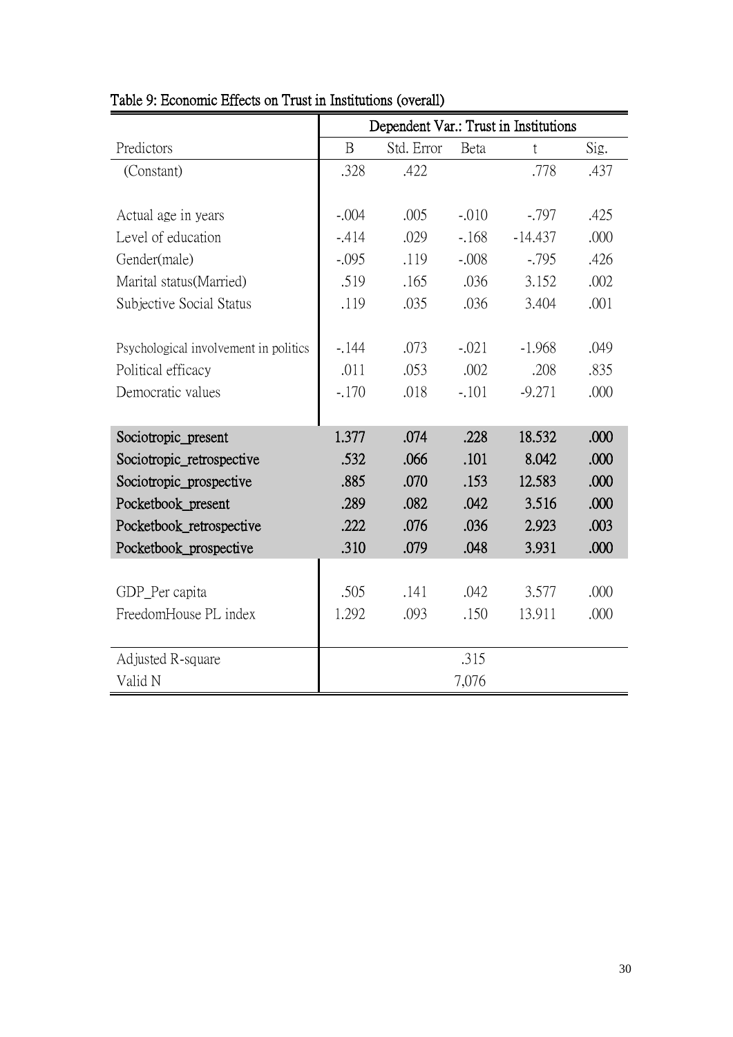Table 9: Economic Effects on Trust in Institutions (overall)

| | Dependent Var.: Trust in Institutions | | | | |
|---|---|---|---|---|---|
| Predictors | B | Std. Error | Beta | t | Sig. |
| (Constant) | .328 | .422 | | .778 | .437 |
| Actual age in years | -.004 | .005 | -.010 | -.797 | .425 |
| Level of education | -.414 | .029 | -.168 | -14.437 | .000 |
| Gender(male) | -.095 | .119 | -.008 | -.795 | .426 |
| Marital status(Married) | .519 | .165 | .036 | 3.152 | .002 |
| Subjective Social Status | .119 | .035 | .036 | 3.404 | .001 |
| Psychological involvement in politics | -.144 | .073 | -.021 | -1.968 | .049 |
| Political efficacy | .011 | .053 | .002 | .208 | .835 |
| Democratic values | -.170 | .018 | -.101 | -9.271 | .000 |
| **Sociotropic_present** | **1.377** | **.074** | **.228** | **18.532** | **.000** |
| **Sociotropic_retrospective** | **.532** | **.066** | **.101** | **8.042** | **.000** |
| **Sociotropic_prospective** | **.885** | **.070** | **.153** | **12.583** | **.000** |
| **Pocketbook_present** | **.289** | **.082** | **.042** | **3.516** | **.000** |
| **Pocketbook_retrospective** | **.222** | **.076** | **.036** | **2.923** | **.003** |
| **Pocketbook_prospective** | **.310** | **.079** | **.048** | **3.931** | **.000** |
| GDP_Per capita | .505 | .141 | .042 | 3.577 | .000 |
| FreedomHouse PL index | 1.292 | .093 | .150 | 13.911 | .000 |
| Adjusted R-square | | | .315 | | |
| Valid N | | | 7,076 | | |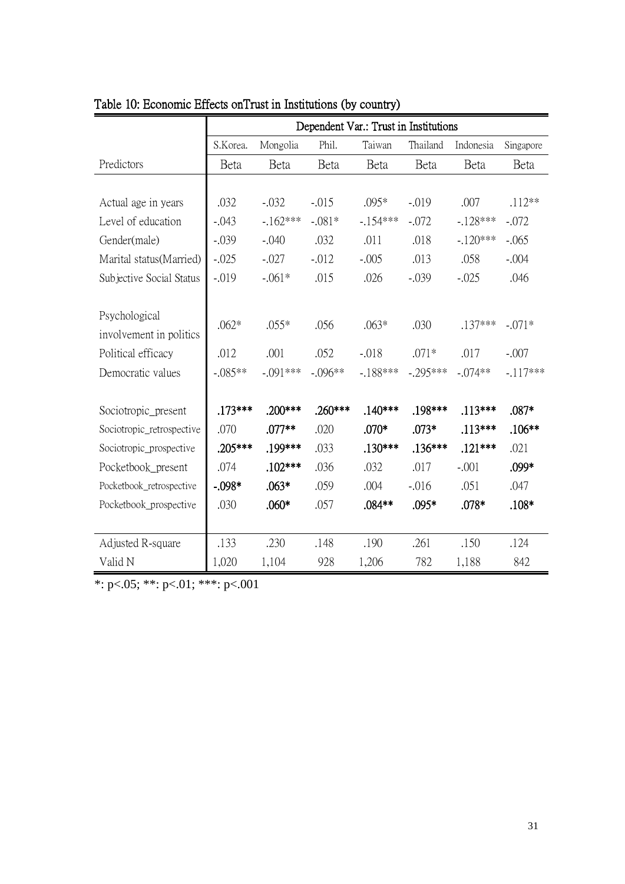Table 10: Economic Effects onTrust in Institutions (by country)

| | Dependent Var.: Trust in Institutions | | | | | | |
|---|---|---|---|---|---|---|---|
| | S.Korea. | Mongolia | Phil. | Taiwan | Thailand | Indonesia | Singapore |
| Predictors | Beta | Beta | Beta | Beta | Beta | Beta | Beta |
| Actual age in years | .032 | -.032 | -.015 | .095* | -.019 | .007 | .112** |
| Level of education | -.043 | -.162*** | -.081* | -.154*** | -.072 | -.128*** | -.072 |
| Gender(male) | -.039 | -.040 | .032 | .011 | .018 | -.120*** | -.065 |
| Marital status(Married) | -.025 | -.027 | -.012 | -.005 | .013 | .058 | -.004 |
| Subjective Social Status | -.019 | -.061* | .015 | .026 | -.039 | -.025 | .046 |
| Psychological involvement in politics | .062* | .055* | .056 | .063* | .030 | .137*** | -.071* |
| Political efficacy | .012 | .001 | .052 | -.018 | .071* | .017 | -.007 |
| Democratic values | -.085** | -.091*** | -.096** | -.188*** | -.295*** | -.074** | -.117*** |
| Sociotropic_present | **.173*** ** | **.200*** ** | **.260*** ** | **.140*** ** | **.198*** ** | **.113*** ** | **.087* ** |
| Sociotropic_retrospective | .070 | **.077** ** | .020 | **.070* ** | **.073* ** | **.113*** ** | **.106** ** |
| Sociotropic_prospective | **.205*** ** | **.199*** ** | .033 | **.130*** ** | **.136*** ** | **.121*** ** | .021 |
| Pocketbook_present | .074 | **.102*** ** | .036 | .032 | .017 | -.001 | **.099* ** |
| Pocketbook_retrospective | **-.098* ** | **.063* ** | .059 | .004 | -.016 | .051 | .047 |
| Pocketbook_prospective | .030 | **.060* ** | .057 | **.084** ** | **.095* ** | **.078* ** | **.108* ** |
| Adjusted R-square | .133 | .230 | .148 | .190 | .261 | .150 | .124 |
| Valid N | 1,020 | 1,104 | 928 | 1,206 | 782 | 1,188 | 842 |

*: p<.05; **: p<.01; ***: p<.001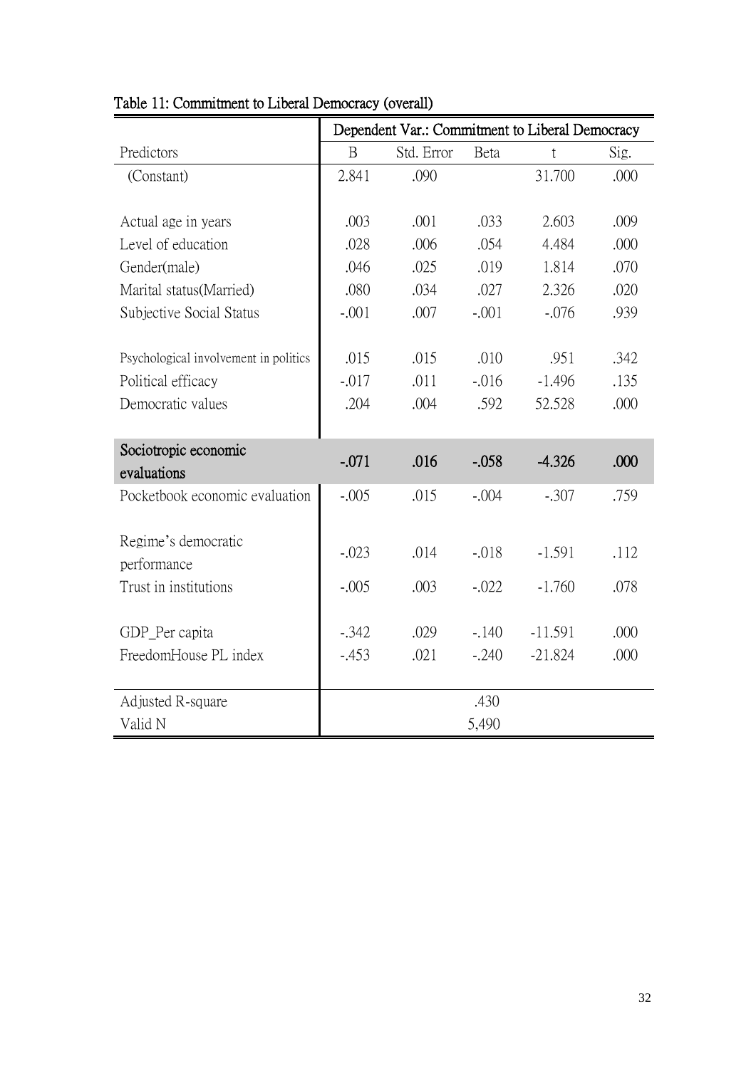Table 11: Commitment to Liberal Democracy (overall)

| | Dependent Var.: Commitment to Liberal Democracy | | | | |
|---|---|---|---|---|---|
| Predictors | B | Std. Error | Beta | t | Sig. |
| (Constant) | 2.841 | .090 | | 31.700 | .000 |
| Actual age in years | .003 | .001 | .033 | 2.603 | .009 |
| Level of education | .028 | .006 | .054 | 4.484 | .000 |
| Gender(male) | .046 | .025 | .019 | 1.814 | .070 |
| Marital status(Married) | .080 | .034 | .027 | 2.326 | .020 |
| Subjective Social Status | -.001 | .007 | -.001 | -.076 | .939 |
| Psychological involvement in politics | .015 | .015 | .010 | .951 | .342 |
| Political efficacy | -.017 | .011 | -.016 | -1.496 | .135 |
| Democratic values | .204 | .004 | .592 | 52.528 | .000 |
| **Sociotropic economic evaluations** | **-.071** | **.016** | **-.058** | **-4.326** | **.000** |
| Pocketbook economic evaluation | -.005 | .015 | -.004 | -.307 | .759 |
| Regime's democratic performance | -.023 | .014 | -.018 | -1.591 | .112 |
| Trust in institutions | -.005 | .003 | -.022 | -1.760 | .078 |
| GDP_Per capita | -.342 | .029 | -.140 | -11.591 | .000 |
| FreedomHouse PL index | -.453 | .021 | -.240 | -21.824 | .000 |
| Adjusted R-square | | | .430 | | |
| Valid N | | | 5,490 | | |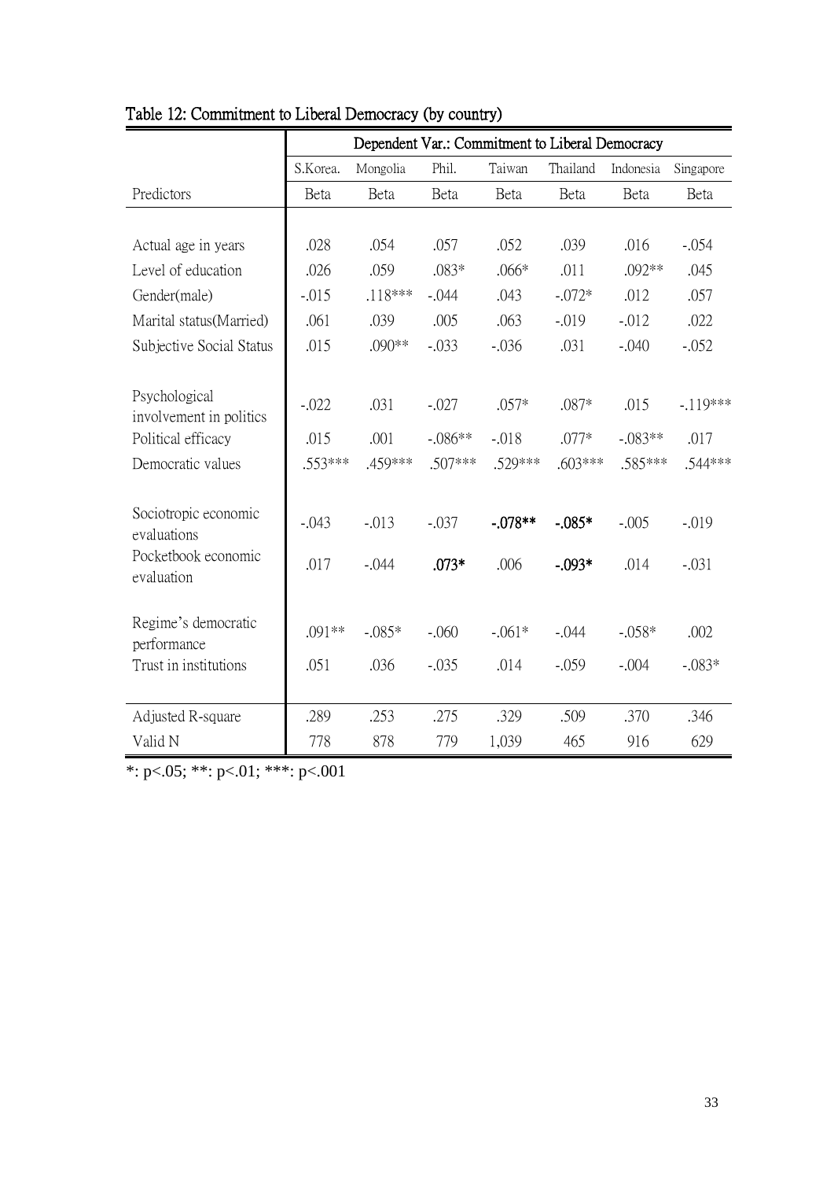Table 12: Commitment to Liberal Democracy (by country)

| | Dependent Var.: Commitment to Liberal Democracy | | | | | | |
|---|---|---|---|---|---|---|---|
| | S.Korea. | Mongolia | Phil. | Taiwan | Thailand | Indonesia | Singapore |
| Predictors | Beta | Beta | Beta | Beta | Beta | Beta | Beta |
| Actual age in years | .028 | .054 | .057 | .052 | .039 | .016 | -.054 |
| Level of education | .026 | .059 | .083* | .066* | .011 | .092** | .045 |
| Gender(male) | -.015 | .118*** | -.044 | .043 | -.072* | .012 | .057 |
| Marital status(Married) | .061 | .039 | .005 | .063 | -.019 | -.012 | .022 |
| Subjective Social Status | .015 | .090** | -.033 | -.036 | .031 | -.040 | -.052 |
| Psychological involvement in politics | -.022 | .031 | -.027 | .057* | .087* | .015 | -.119*** |
| Political efficacy | .015 | .001 | -.086** | -.018 | .077* | -.083** | .017 |
| Democratic values | .553*** | .459*** | .507*** | .529*** | .603*** | .585*** | .544*** |
| Sociotropic economic evaluations | -.043 | -.013 | -.037 | **-.078**** | **-.085*** | -.005 | -.019 |
| Pocketbook economic evaluation | .017 | -.044 | **.073*** | .006 | **-.093*** | .014 | -.031 |
| Regime's democratic performance | .091** | -.085* | -.060 | -.061* | -.044 | -.058* | .002 |
| Trust in institutions | .051 | .036 | -.035 | .014 | -.059 | -.004 | -.083* |
| Adjusted R-square | .289 | .253 | .275 | .329 | .509 | .370 | .346 |
| Valid N | 778 | 878 | 779 | 1,039 | 465 | 916 | 629 |

*: p<.05; **: p<.01; ***: p<.001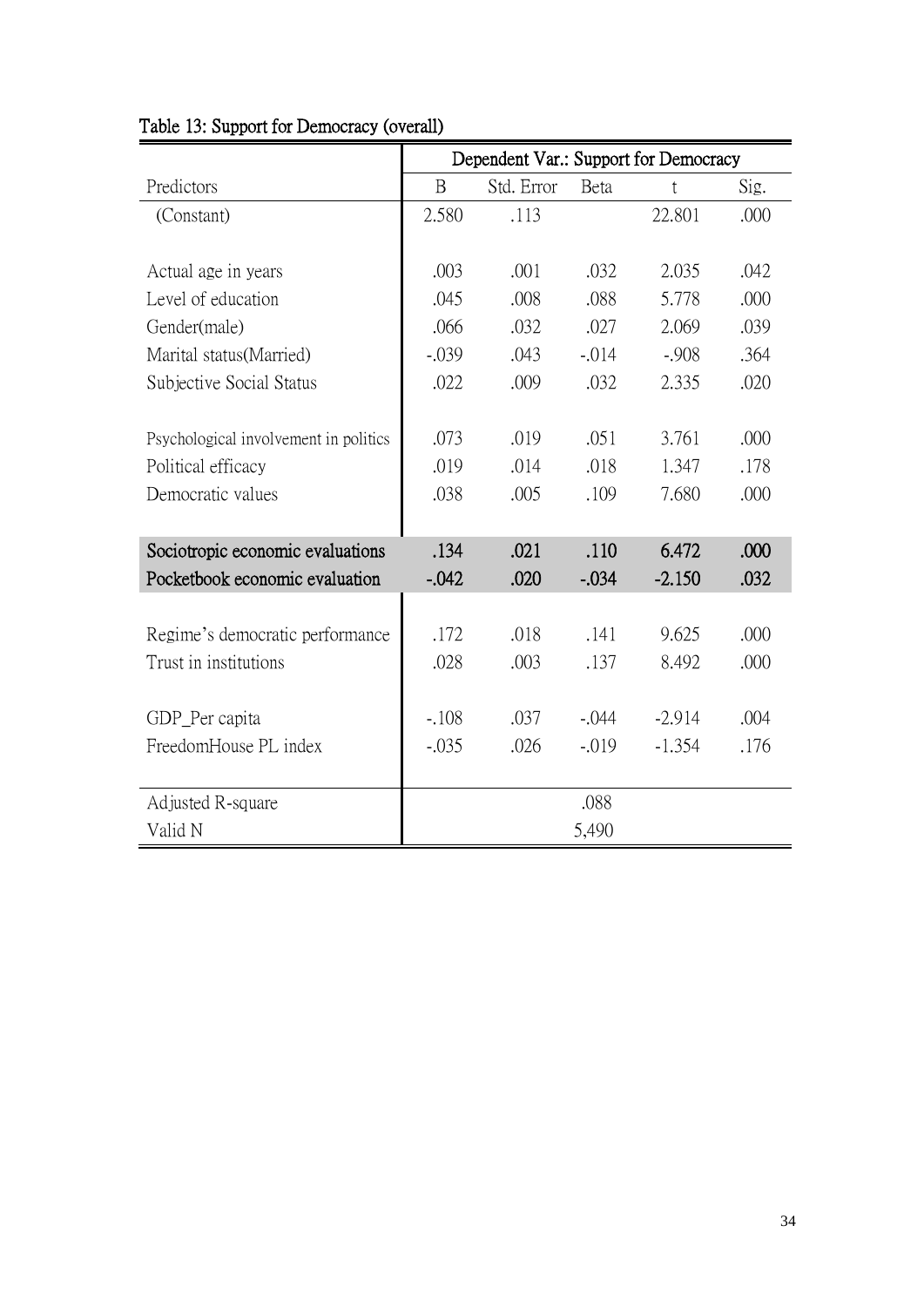Table 13: Support for Democracy (overall)

| Predictors | Dependent Var.: Support for Democracy | | | | |
|---|---|---|---|---|---|
| | B | Std. Error | Beta | t | Sig. |
| (Constant) | 2.580 | .113 | | 22.801 | .000 |
| Actual age in years | .003 | .001 | .032 | 2.035 | .042 |
| Level of education | .045 | .008 | .088 | 5.778 | .000 |
| Gender(male) | .066 | .032 | .027 | 2.069 | .039 |
| Marital status(Married) | -.039 | .043 | -.014 | -.908 | .364 |
| Subjective Social Status | .022 | .009 | .032 | 2.335 | .020 |
| Psychological involvement in politics | .073 | .019 | .051 | 3.761 | .000 |
| Political efficacy | .019 | .014 | .018 | 1.347 | .178 |
| Democratic values | .038 | .005 | .109 | 7.680 | .000 |
| **Sociotropic economic evaluations** | **.134** | **.021** | **.110** | **6.472** | **.000** |
| **Pocketbook economic evaluation** | **-.042** | **.020** | **-.034** | **-2.150** | **.032** |
| Regime's democratic performance | .172 | .018 | .141 | 9.625 | .000 |
| Trust in institutions | .028 | .003 | .137 | 8.492 | .000 |
| GDP_Per capita | -.108 | .037 | -.044 | -2.914 | .004 |
| FreedomHouse PL index | -.035 | .026 | -.019 | -1.354 | .176 |
| Adjusted R-square | | | .088 | | |
| Valid N | | | 5,490 | | |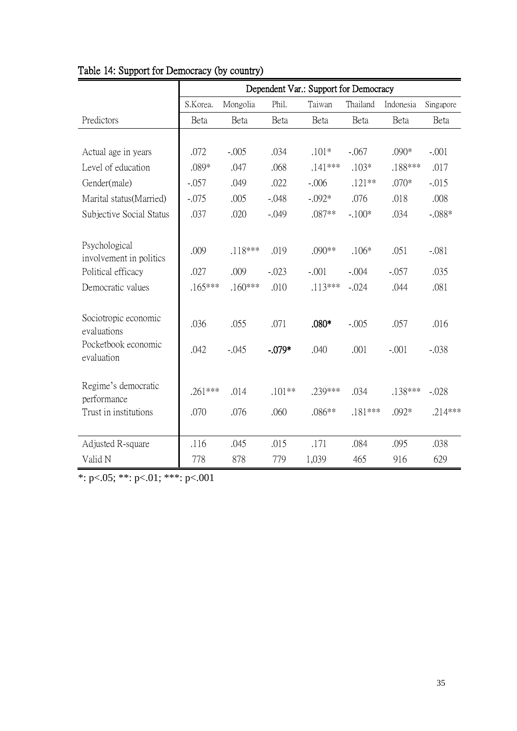Table 14: Support for Democracy (by country)

| | Dependent Var.: Support for Democracy | | | | | | |
|---|---|---|---|---|---|---|---|
| | S.Korea. | Mongolia | Phil. | Taiwan | Thailand | Indonesia | Singapore |
| Predictors | Beta | Beta | Beta | Beta | Beta | Beta | Beta |
| Actual age in years | .072 | -.005 | .034 | .101* | -.067 | .090* | -.001 |
| Level of education | .089* | .047 | .068 | .141*** | .103* | .188*** | .017 |
| Gender(male) | -.057 | .049 | .022 | -.006 | .121** | .070* | -.015 |
| Marital status(Married) | -.075 | .005 | -.048 | -.092* | .076 | .018 | .008 |
| Subjective Social Status | .037 | .020 | -.049 | .087** | -.100* | .034 | -.088* |
| Psychological involvement in politics | .009 | .118*** | .019 | .090** | .106* | .051 | -.081 |
| Political efficacy | .027 | .009 | -.023 | -.001 | -.004 | -.057 | .035 |
| Democratic values | .165*** | .160*** | .010 | .113*** | -.024 | .044 | .081 |
| Sociotropic economic evaluations | .036 | .055 | .071 | **.080*** | -.005 | .057 | .016 |
| Pocketbook economic evaluation | .042 | -.045 | **-.079*** | .040 | .001 | -.001 | -.038 |
| Regime's democratic performance | .261*** | .014 | .101** | .239*** | .034 | .138*** | -.028 |
| Trust in institutions | .070 | .076 | .060 | .086** | .181*** | .092* | .214*** |
| Adjusted R-square | .116 | .045 | .015 | .171 | .084 | .095 | .038 |
| Valid N | 778 | 878 | 779 | 1,039 | 465 | 916 | 629 |

*: p<.05; **: p<.01; ***: p<.001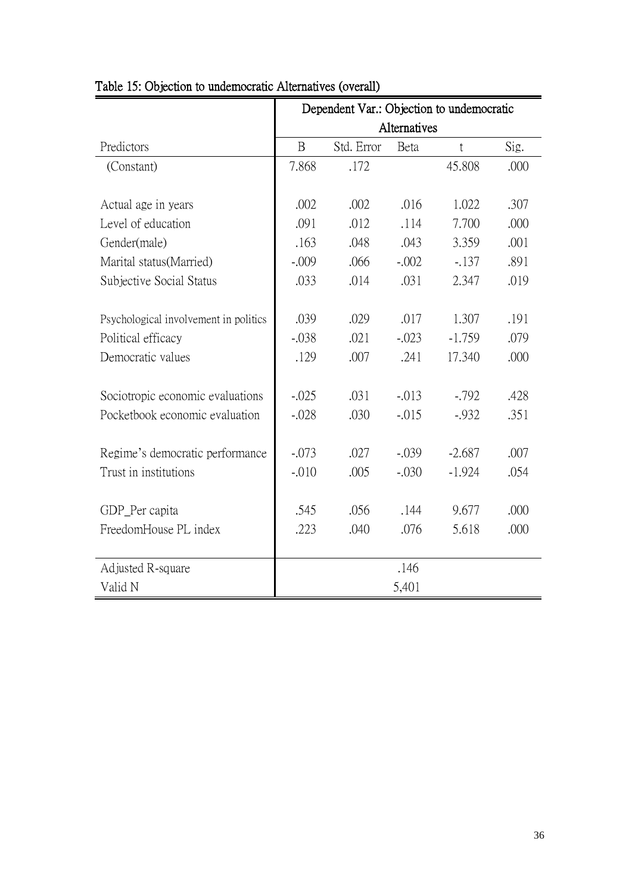Table 15: Objection to undemocratic Alternatives (overall)

| | Dependent Var.: Objection to undemocratic Alternatives | | | | |
|---|---|---|---|---|---|
| Predictors | B | Std. Error | Beta | t | Sig. |
| (Constant) | 7.868 | .172 | | 45.808 | .000 |
| Actual age in years | .002 | .002 | .016 | 1.022 | .307 |
| Level of education | .091 | .012 | .114 | 7.700 | .000 |
| Gender(male) | .163 | .048 | .043 | 3.359 | .001 |
| Marital status(Married) | -.009 | .066 | -.002 | -.137 | .891 |
| Subjective Social Status | .033 | .014 | .031 | 2.347 | .019 |
| Psychological involvement in politics | .039 | .029 | .017 | 1.307 | .191 |
| Political efficacy | -.038 | .021 | -.023 | -1.759 | .079 |
| Democratic values | .129 | .007 | .241 | 17.340 | .000 |
| Sociotropic economic evaluations | -.025 | .031 | -.013 | -.792 | .428 |
| Pocketbook economic evaluation | -.028 | .030 | -.015 | -.932 | .351 |
| Regime's democratic performance | -.073 | .027 | -.039 | -2.687 | .007 |
| Trust in institutions | -.010 | .005 | -.030 | -1.924 | .054 |
| GDP_Per capita | .545 | .056 | .144 | 9.677 | .000 |
| FreedomHouse PL index | .223 | .040 | .076 | 5.618 | .000 |
| Adjusted R-square | | | .146 | | |
| Valid N | | | 5,401 | | |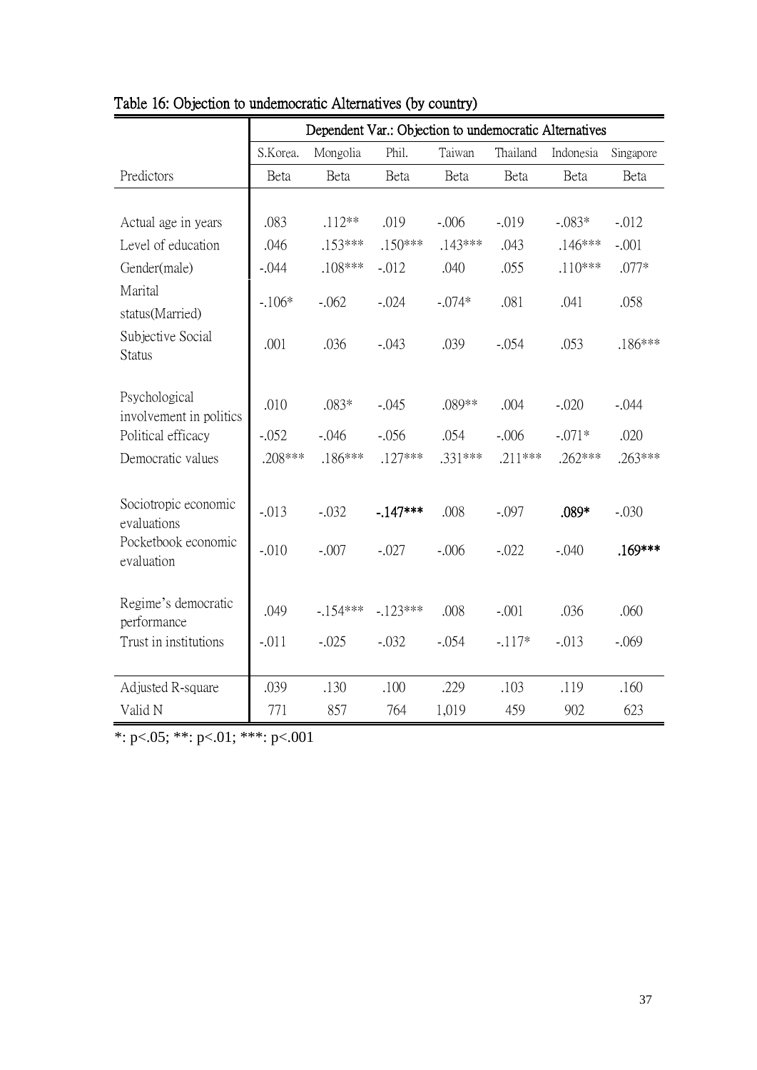Table 16: Objection to undemocratic Alternatives (by country)

| | Dependent Var.: Objection to undemocratic Alternatives | | | | | | |
|---|---|---|---|---|---|---|---|
| | S.Korea. | Mongolia | Phil. | Taiwan | Thailand | Indonesia | Singapore |
| Predictors | Beta | Beta | Beta | Beta | Beta | Beta | Beta |
| Actual age in years | .083 | .112** | .019 | -.006 | -.019 | -.083* | -.012 |
| Level of education | .046 | .153*** | .150*** | .143*** | .043 | .146*** | -.001 |
| Gender(male) | -.044 | .108*** | -.012 | .040 | .055 | .110*** | .077* |
| Marital status(Married) | -.106* | -.062 | -.024 | -.074* | .081 | .041 | .058 |
| Subjective Social Status | .001 | .036 | -.043 | .039 | -.054 | .053 | .186*** |
| Psychological involvement in politics | .010 | .083* | -.045 | .089** | .004 | -.020 | -.044 |
| Political efficacy | -.052 | -.046 | -.056 | .054 | -.006 | -.071* | .020 |
| Democratic values | .208*** | .186*** | .127*** | .331*** | .211*** | .262*** | .263*** |
| Sociotropic economic evaluations | -.013 | -.032 | **-.147*** ** | .008 | -.097 | **.089*** | -.030 |
| Pocketbook economic evaluation | -.010 | -.007 | -.027 | -.006 | -.022 | -.040 | **.169*** ** |
| Regime's democratic performance | .049 | -.154*** | -.123*** | .008 | -.001 | .036 | .060 |
| Trust in institutions | -.011 | -.025 | -.032 | -.054 | -.117* | -.013 | -.069 |
| Adjusted R-square | .039 | .130 | .100 | .229 | .103 | .119 | .160 |
| Valid N | 771 | 857 | 764 | 1,019 | 459 | 902 | 623 |

*: p<.05; **: p<.01; ***: p<.001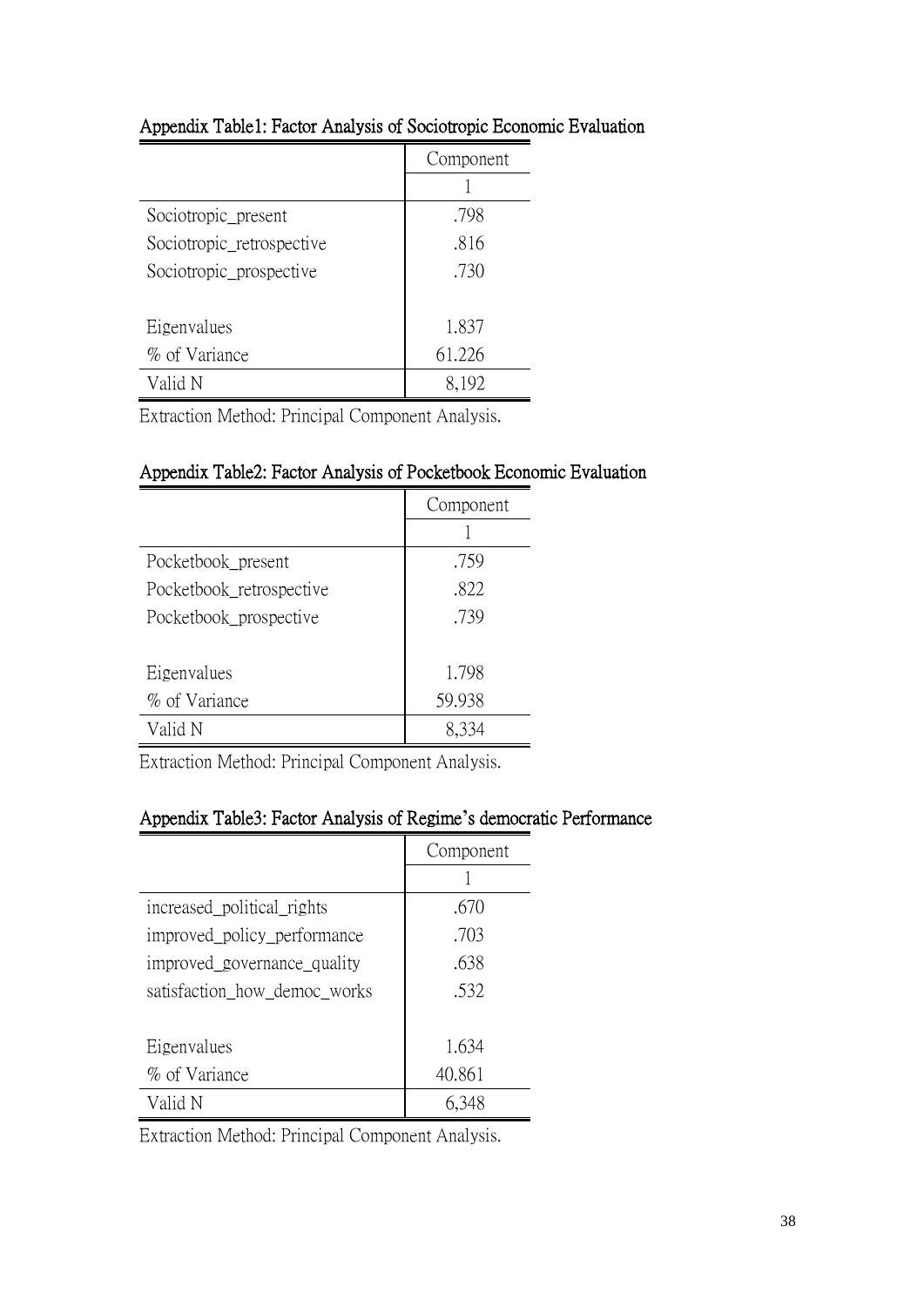**Appendix Table1: Factor Analysis of Sociotropic Economic Evaluation**

| | Component |
|---|---|
| | 1 |
| Sociotropic_present | .798 |
| Sociotropic_retrospective | .816 |
| Sociotropic_prospective | .730 |
| | |
| Eigenvalues | 1.837 |
| % of Variance | 61.226 |
| Valid N | 8,192 |

Extraction Method: Principal Component Analysis.

**Appendix Table2: Factor Analysis of Pocketbook Economic Evaluation**

| | Component |
|---|---|
| | 1 |
| Pocketbook_present | .759 |
| Pocketbook_retrospective | .822 |
| Pocketbook_prospective | .739 |
| | |
| Eigenvalues | 1.798 |
| % of Variance | 59.938 |
| Valid N | 8,334 |

Extraction Method: Principal Component Analysis.

**Appendix Table3: Factor Analysis of Regime's democratic Performance**

| | Component |
|---|---|
| | 1 |
| increased_political_rights | .670 |
| improved_policy_performance | .703 |
| improved_governance_quality | .638 |
| satisfaction_how_democ_works | .532 |
| | |
| Eigenvalues | 1.634 |
| % of Variance | 40.861 |
| Valid N | 6,348 |

Extraction Method: Principal Component Analysis.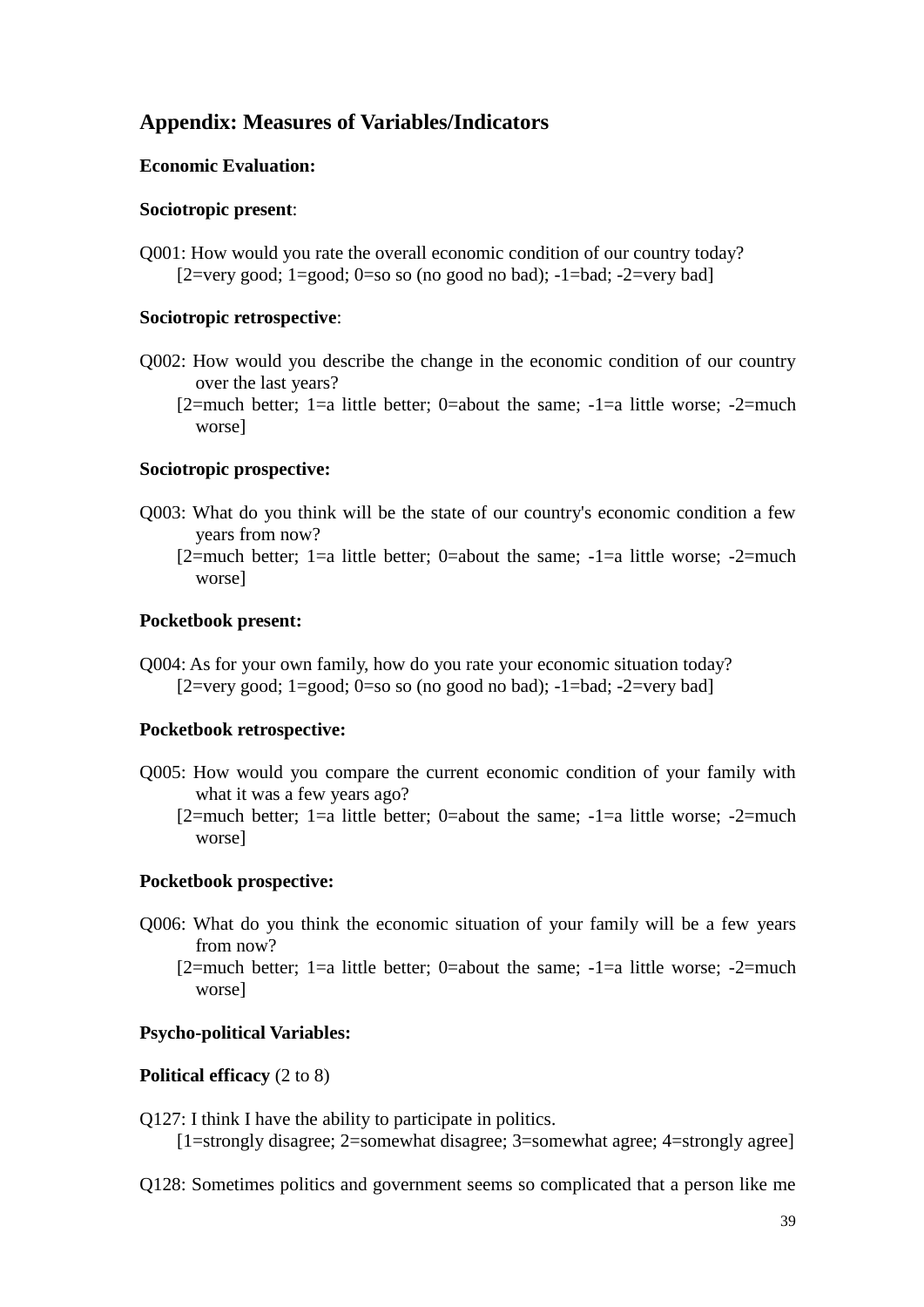## Appendix: Measures of Variables/Indicators

**Economic Evaluation:**

**Sociotropic present**:

Q001: How would you rate the overall economic condition of our country today?
[2=very good; 1=good; 0=so so (no good no bad); -1=bad; -2=very bad]

**Sociotropic retrospective**:

Q002: How would you describe the change in the economic condition of our country over the last years?
[2=much better; 1=a little better; 0=about the same; -1=a little worse; -2=much worse]

**Sociotropic prospective:**

Q003: What do you think will be the state of our country's economic condition a few years from now?
[2=much better; 1=a little better; 0=about the same; -1=a little worse; -2=much worse]

**Pocketbook present:**

Q004: As for your own family, how do you rate your economic situation today?
[2=very good; 1=good; 0=so so (no good no bad); -1=bad; -2=very bad]

**Pocketbook retrospective:**

Q005: How would you compare the current economic condition of your family with what it was a few years ago?
[2=much better; 1=a little better; 0=about the same; -1=a little worse; -2=much worse]

**Pocketbook prospective:**

Q006: What do you think the economic situation of your family will be a few years from now?
[2=much better; 1=a little better; 0=about the same; -1=a little worse; -2=much worse]

**Psycho-political Variables:**

**Political efficacy** (2 to 8)

Q127: I think I have the ability to participate in politics.
[1=strongly disagree; 2=somewhat disagree; 3=somewhat agree; 4=strongly agree]

Q128: Sometimes politics and government seems so complicated that a person like me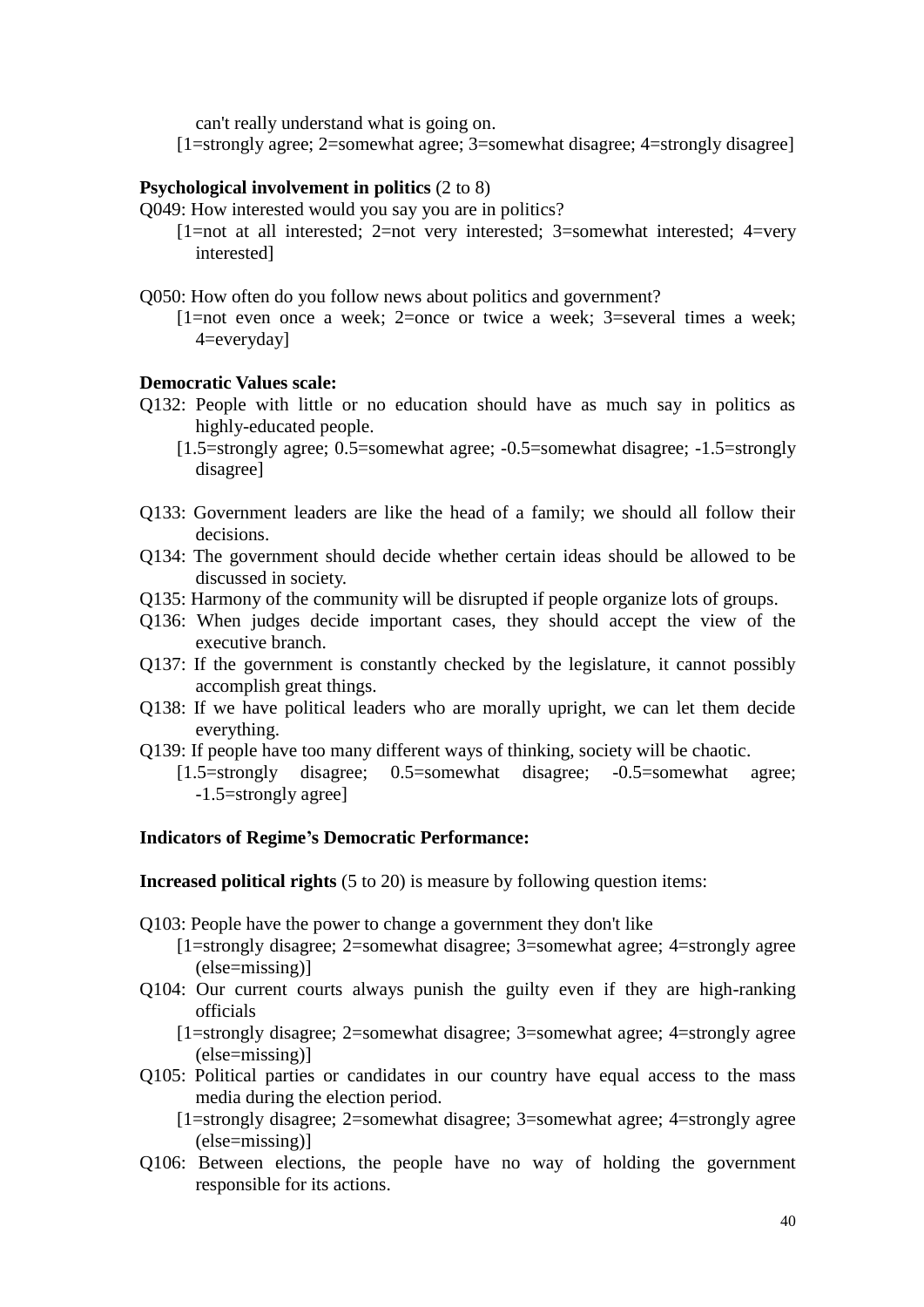can't really understand what is going on.

[1=strongly agree; 2=somewhat agree; 3=somewhat disagree; 4=strongly disagree]

**Psychological involvement in politics** (2 to 8)

Q049: How interested would you say you are in politics?

[1=not at all interested; 2=not very interested; 3=somewhat interested; 4=very interested]

Q050: How often do you follow news about politics and government?

[1=not even once a week; 2=once or twice a week; 3=several times a week; 4=everyday]

**Democratic Values scale:**

Q132: People with little or no education should have as much say in politics as highly-educated people.

[1.5=strongly agree; 0.5=somewhat agree; -0.5=somewhat disagree; -1.5=strongly disagree]

Q133: Government leaders are like the head of a family; we should all follow their decisions.

Q134: The government should decide whether certain ideas should be allowed to be discussed in society.

Q135: Harmony of the community will be disrupted if people organize lots of groups.

Q136: When judges decide important cases, they should accept the view of the executive branch.

Q137: If the government is constantly checked by the legislature, it cannot possibly accomplish great things.

Q138: If we have political leaders who are morally upright, we can let them decide everything.

Q139: If people have too many different ways of thinking, society will be chaotic.

[1.5=strongly disagree; 0.5=somewhat disagree; -0.5=somewhat agree; -1.5=strongly agree]

**Indicators of Regime's Democratic Performance:**

**Increased political rights** (5 to 20) is measure by following question items:

Q103: People have the power to change a government they don't like

[1=strongly disagree; 2=somewhat disagree; 3=somewhat agree; 4=strongly agree (else=missing)]

Q104: Our current courts always punish the guilty even if they are high-ranking officials

[1=strongly disagree; 2=somewhat disagree; 3=somewhat agree; 4=strongly agree (else=missing)]

Q105: Political parties or candidates in our country have equal access to the mass media during the election period.

[1=strongly disagree; 2=somewhat disagree; 3=somewhat agree; 4=strongly agree (else=missing)]

Q106: Between elections, the people have no way of holding the government responsible for its actions.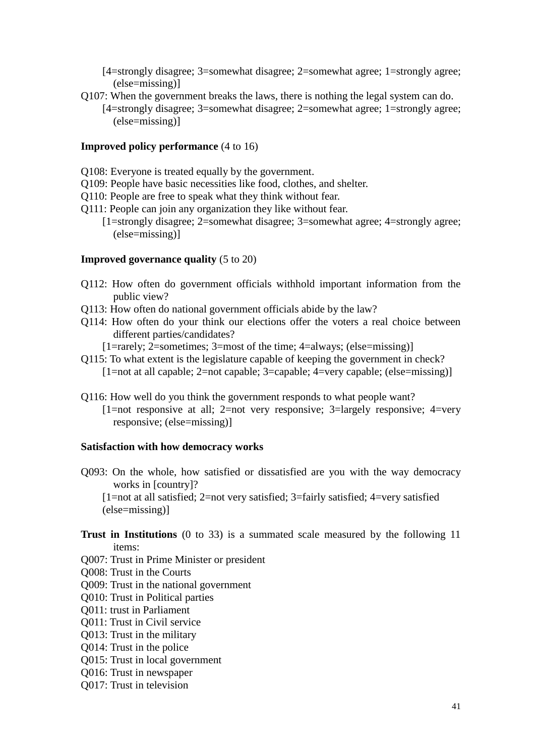[4=strongly disagree; 3=somewhat disagree; 2=somewhat agree; 1=strongly agree; (else=missing)]

Q107: When the government breaks the laws, there is nothing the legal system can do.
[4=strongly disagree; 3=somewhat disagree; 2=somewhat agree; 1=strongly agree; (else=missing)]

**Improved policy performance** (4 to 16)

Q108: Everyone is treated equally by the government.
Q109: People have basic necessities like food, clothes, and shelter.
Q110: People are free to speak what they think without fear.
Q111: People can join any organization they like without fear.
[1=strongly disagree; 2=somewhat disagree; 3=somewhat agree; 4=strongly agree; (else=missing)]

**Improved governance quality** (5 to 20)

Q112: How often do government officials withhold important information from the public view?
Q113: How often do national government officials abide by the law?
Q114: How often do your think our elections offer the voters a real choice between different parties/candidates?
[1=rarely; 2=sometimes; 3=most of the time; 4=always; (else=missing)]
Q115: To what extent is the legislature capable of keeping the government in check?
[1=not at all capable; 2=not capable; 3=capable; 4=very capable; (else=missing)]

Q116: How well do you think the government responds to what people want?
[1=not responsive at all; 2=not very responsive; 3=largely responsive; 4=very responsive; (else=missing)]

**Satisfaction with how democracy works**

Q093: On the whole, how satisfied or dissatisfied are you with the way democracy works in [country]?
[1=not at all satisfied; 2=not very satisfied; 3=fairly satisfied; 4=very satisfied (else=missing)]

**Trust in Institutions** (0 to 33) is a summated scale measured by the following 11 items:
Q007: Trust in Prime Minister or president
Q008: Trust in the Courts
Q009: Trust in the national government
Q010: Trust in Political parties
Q011: trust in Parliament
Q011: Trust in Civil service
Q013: Trust in the military
Q014: Trust in the police
Q015: Trust in local government
Q016: Trust in newspaper
Q017: Trust in television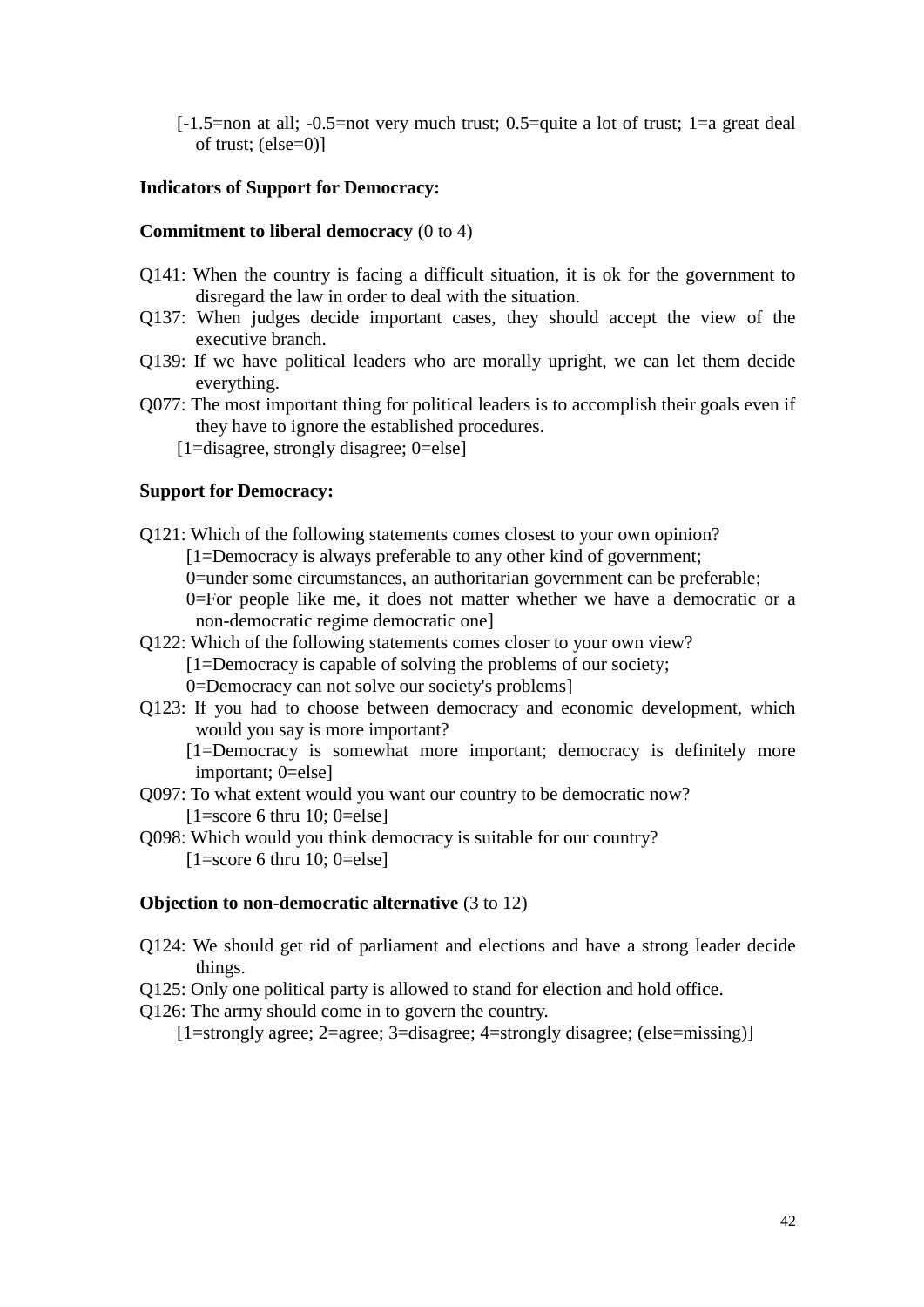[-1.5=non at all; -0.5=not very much trust; 0.5=quite a lot of trust; 1=a great deal of trust; (else=0)]

**Indicators of Support for Democracy:**

**Commitment to liberal democracy** (0 to 4)

Q141: When the country is facing a difficult situation, it is ok for the government to disregard the law in order to deal with the situation.
Q137: When judges decide important cases, they should accept the view of the executive branch.
Q139: If we have political leaders who are morally upright, we can let them decide everything.
Q077: The most important thing for political leaders is to accomplish their goals even if they have to ignore the established procedures.
[1=disagree, strongly disagree; 0=else]

**Support for Democracy:**

Q121: Which of the following statements comes closest to your own opinion?
[1=Democracy is always preferable to any other kind of government;
0=under some circumstances, an authoritarian government can be preferable;
0=For people like me, it does not matter whether we have a democratic or a non-democratic regime democratic one]
Q122: Which of the following statements comes closer to your own view?
[1=Democracy is capable of solving the problems of our society;
0=Democracy can not solve our society's problems]
Q123: If you had to choose between democracy and economic development, which would you say is more important?
[1=Democracy is somewhat more important; democracy is definitely more important; 0=else]
Q097: To what extent would you want our country to be democratic now?
[1=score 6 thru 10; 0=else]
Q098: Which would you think democracy is suitable for our country?
[1=score 6 thru 10; 0=else]

**Objection to non-democratic alternative** (3 to 12)

Q124: We should get rid of parliament and elections and have a strong leader decide things.
Q125: Only one political party is allowed to stand for election and hold office.
Q126: The army should come in to govern the country.
[1=strongly agree; 2=agree; 3=disagree; 4=strongly disagree; (else=missing)]